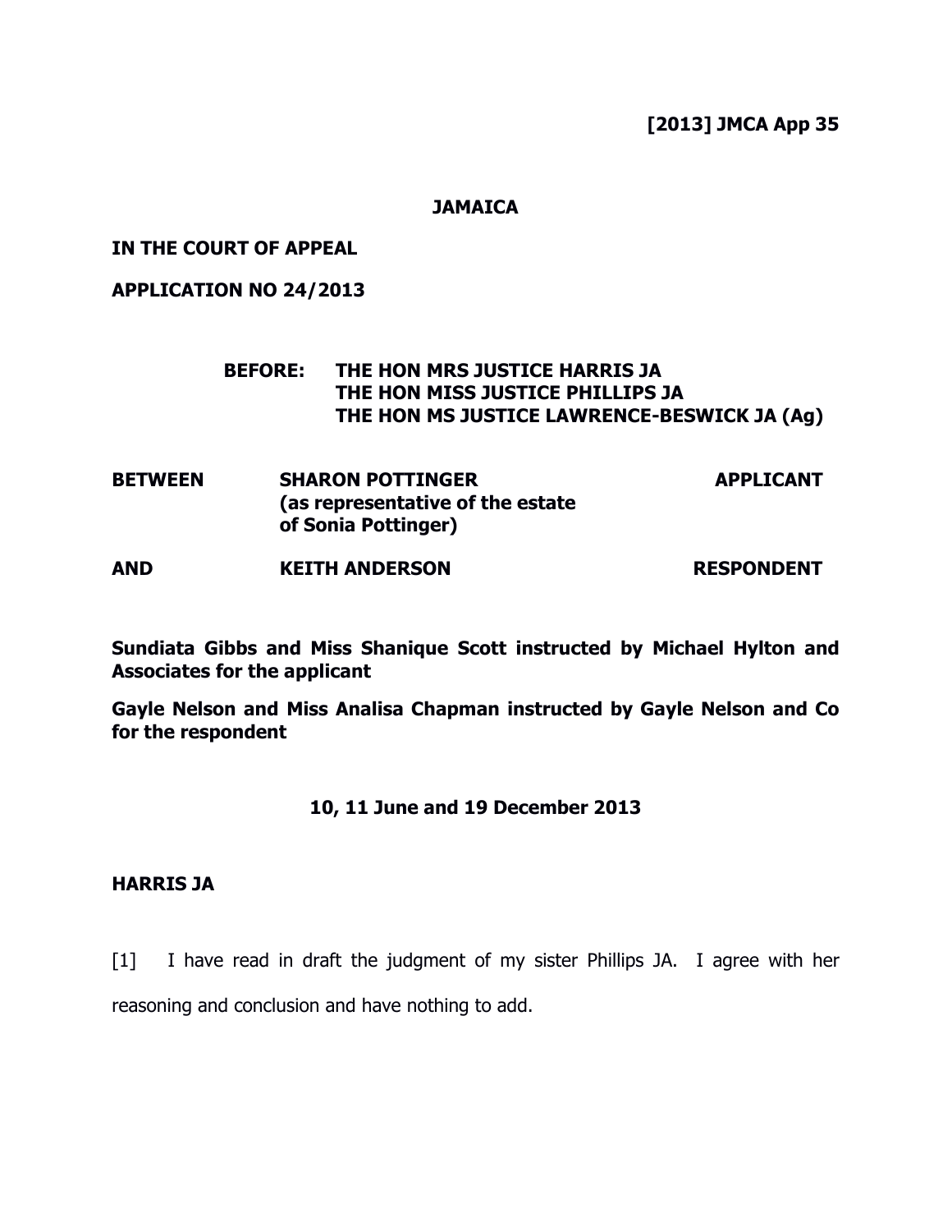**[2013] JMCA App 35**

**JAMAICA**

**IN THE COURT OF APPEAL**

**APPLICATION NO 24/2013**

**BEFORE: THE HON MRS JUSTICE HARRIS JA**
**THE HON MISS JUSTICE PHILLIPS JA**
**THE HON MS JUSTICE LAWRENCE-BESWICK JA (Ag)**

**BETWEEN SHARON POTTINGER APPLICANT**
**(as representative of the estate of Sonia Pottinger)**

**AND KEITH ANDERSON RESPONDENT**

**Sundiata Gibbs and Miss Shanique Scott instructed by Michael Hylton and Associates for the applicant**

**Gayle Nelson and Miss Analisa Chapman instructed by Gayle Nelson and Co for the respondent**

**10, 11 June and 19 December 2013**

**HARRIS JA**

[1] I have read in draft the judgment of my sister Phillips JA. I agree with her reasoning and conclusion and have nothing to add.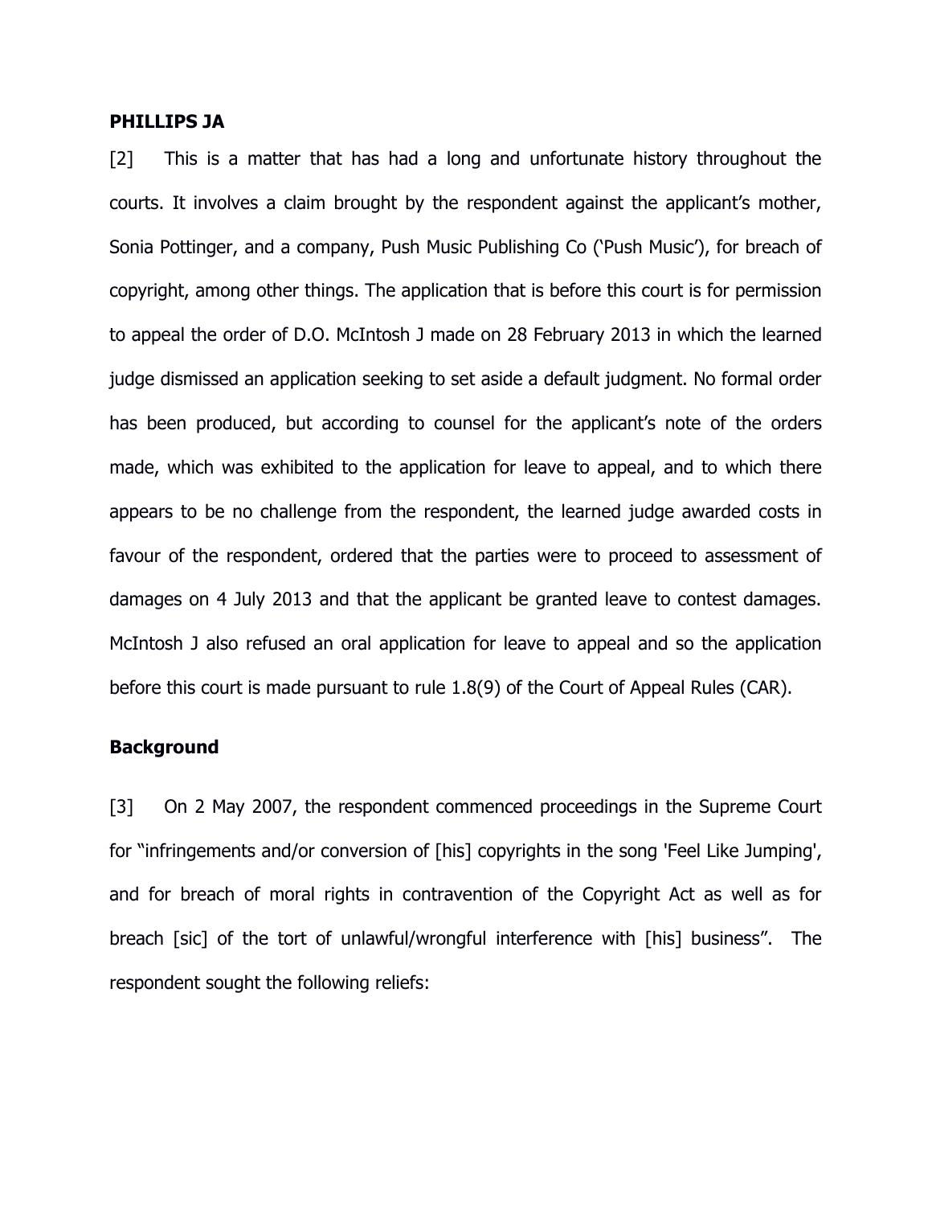**PHILLIPS JA**

[2] This is a matter that has had a long and unfortunate history throughout the courts. It involves a claim brought by the respondent against the applicant's mother, Sonia Pottinger, and a company, Push Music Publishing Co ('Push Music'), for breach of copyright, among other things. The application that is before this court is for permission to appeal the order of D.O. McIntosh J made on 28 February 2013 in which the learned judge dismissed an application seeking to set aside a default judgment. No formal order has been produced, but according to counsel for the applicant's note of the orders made, which was exhibited to the application for leave to appeal, and to which there appears to be no challenge from the respondent, the learned judge awarded costs in favour of the respondent, ordered that the parties were to proceed to assessment of damages on 4 July 2013 and that the applicant be granted leave to contest damages. McIntosh J also refused an oral application for leave to appeal and so the application before this court is made pursuant to rule 1.8(9) of the Court of Appeal Rules (CAR).

**Background**

[3] On 2 May 2007, the respondent commenced proceedings in the Supreme Court for "infringements and/or conversion of [his] copyrights in the song 'Feel Like Jumping', and for breach of moral rights in contravention of the Copyright Act as well as for breach [sic] of the tort of unlawful/wrongful interference with [his] business". The respondent sought the following reliefs: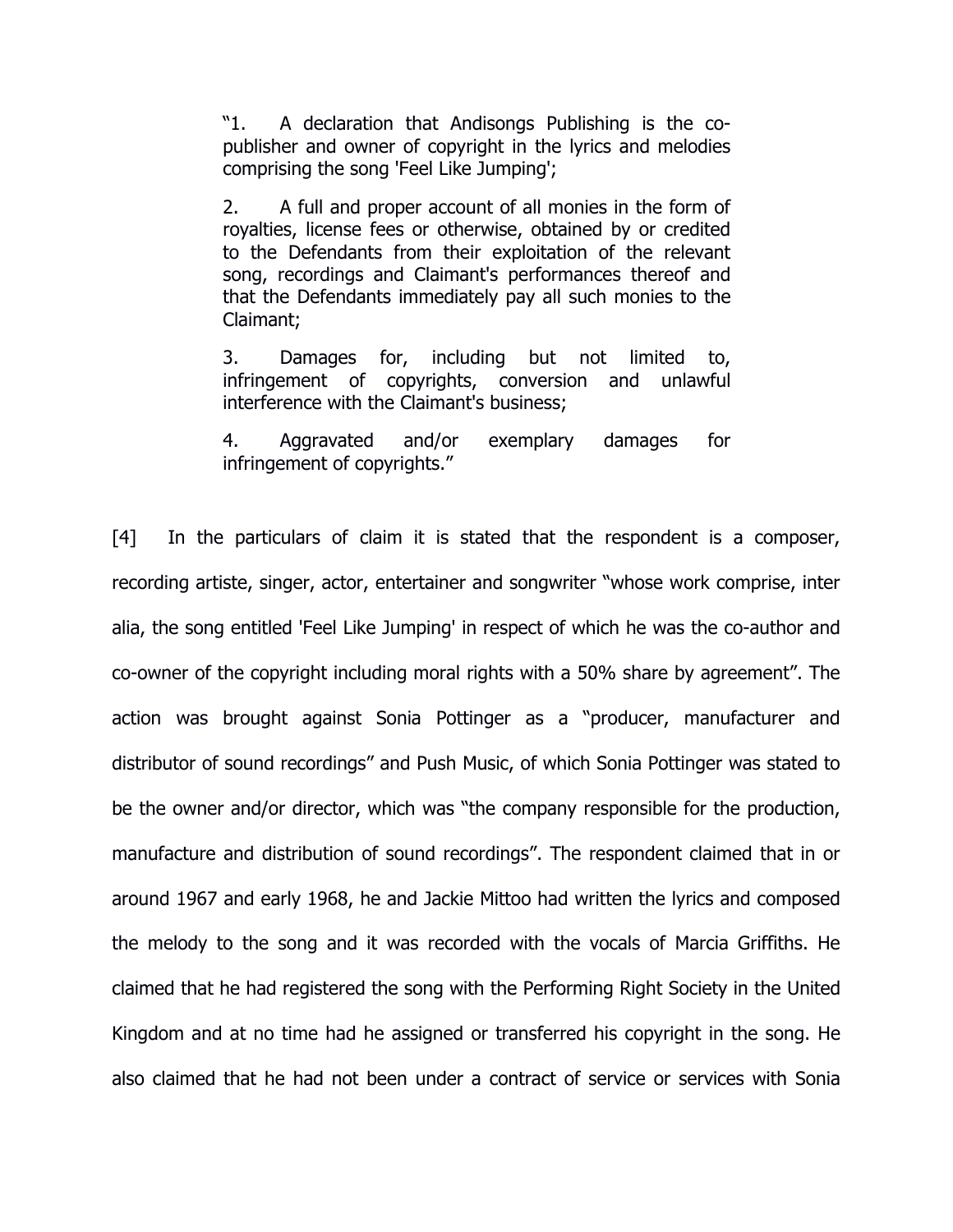> "1. A declaration that Andisongs Publishing is the co-publisher and owner of copyright in the lyrics and melodies comprising the song 'Feel Like Jumping';
>
> 2. A full and proper account of all monies in the form of royalties, license fees or otherwise, obtained by or credited to the Defendants from their exploitation of the relevant song, recordings and Claimant's performances thereof and that the Defendants immediately pay all such monies to the Claimant;
>
> 3. Damages for, including but not limited to, infringement of copyrights, conversion and unlawful interference with the Claimant's business;
>
> 4. Aggravated and/or exemplary damages for infringement of copyrights."

[4] In the particulars of claim it is stated that the respondent is a composer, recording artiste, singer, actor, entertainer and songwriter "whose work comprise, inter alia, the song entitled 'Feel Like Jumping' in respect of which he was the co-author and co-owner of the copyright including moral rights with a 50% share by agreement". The action was brought against Sonia Pottinger as a "producer, manufacturer and distributor of sound recordings" and Push Music, of which Sonia Pottinger was stated to be the owner and/or director, which was "the company responsible for the production, manufacture and distribution of sound recordings". The respondent claimed that in or around 1967 and early 1968, he and Jackie Mittoo had written the lyrics and composed the melody to the song and it was recorded with the vocals of Marcia Griffiths. He claimed that he had registered the song with the Performing Right Society in the United Kingdom and at no time had he assigned or transferred his copyright in the song. He also claimed that he had not been under a contract of service or services with Sonia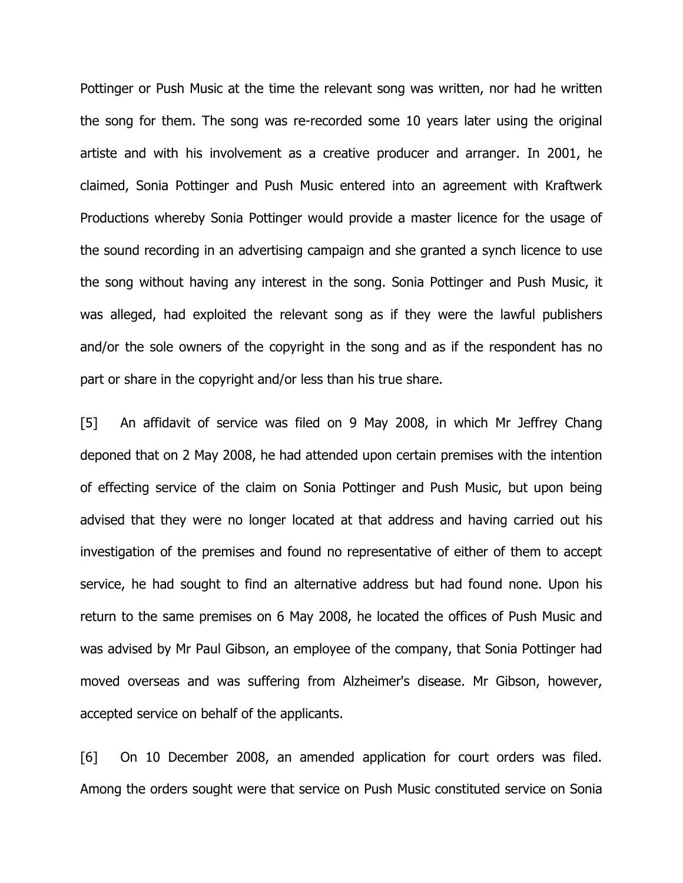Pottinger or Push Music at the time the relevant song was written, nor had he written the song for them. The song was re-recorded some 10 years later using the original artiste and with his involvement as a creative producer and arranger. In 2001, he claimed, Sonia Pottinger and Push Music entered into an agreement with Kraftwerk Productions whereby Sonia Pottinger would provide a master licence for the usage of the sound recording in an advertising campaign and she granted a synch licence to use the song without having any interest in the song. Sonia Pottinger and Push Music, it was alleged, had exploited the relevant song as if they were the lawful publishers and/or the sole owners of the copyright in the song and as if the respondent has no part or share in the copyright and/or less than his true share.

[5] An affidavit of service was filed on 9 May 2008, in which Mr Jeffrey Chang deponed that on 2 May 2008, he had attended upon certain premises with the intention of effecting service of the claim on Sonia Pottinger and Push Music, but upon being advised that they were no longer located at that address and having carried out his investigation of the premises and found no representative of either of them to accept service, he had sought to find an alternative address but had found none. Upon his return to the same premises on 6 May 2008, he located the offices of Push Music and was advised by Mr Paul Gibson, an employee of the company, that Sonia Pottinger had moved overseas and was suffering from Alzheimer's disease. Mr Gibson, however, accepted service on behalf of the applicants.

[6] On 10 December 2008, an amended application for court orders was filed. Among the orders sought were that service on Push Music constituted service on Sonia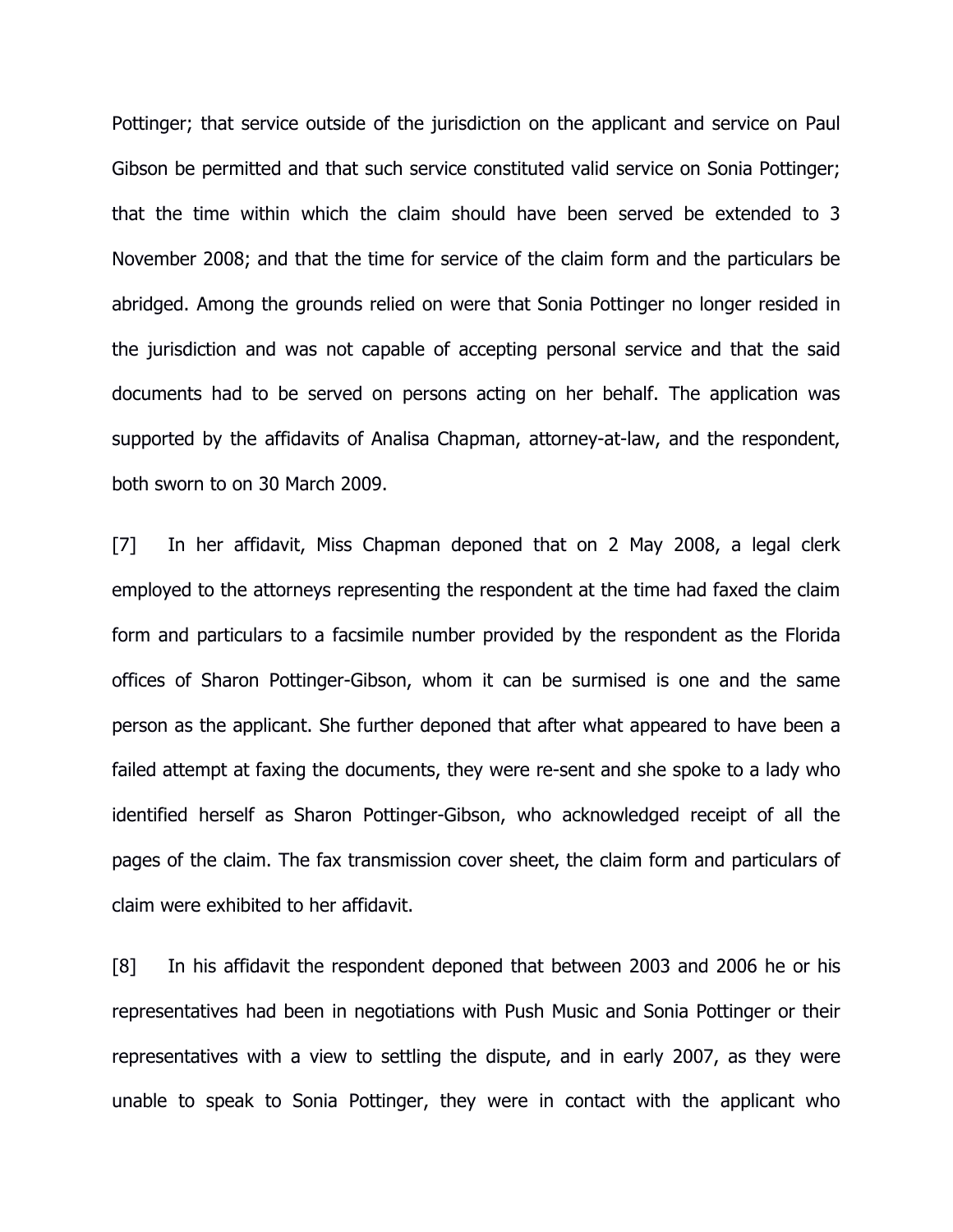Pottinger; that service outside of the jurisdiction on the applicant and service on Paul Gibson be permitted and that such service constituted valid service on Sonia Pottinger; that the time within which the claim should have been served be extended to 3 November 2008; and that the time for service of the claim form and the particulars be abridged. Among the grounds relied on were that Sonia Pottinger no longer resided in the jurisdiction and was not capable of accepting personal service and that the said documents had to be served on persons acting on her behalf. The application was supported by the affidavits of Analisa Chapman, attorney-at-law, and the respondent, both sworn to on 30 March 2009.

[7] In her affidavit, Miss Chapman deponed that on 2 May 2008, a legal clerk employed to the attorneys representing the respondent at the time had faxed the claim form and particulars to a facsimile number provided by the respondent as the Florida offices of Sharon Pottinger-Gibson, whom it can be surmised is one and the same person as the applicant. She further deponed that after what appeared to have been a failed attempt at faxing the documents, they were re-sent and she spoke to a lady who identified herself as Sharon Pottinger-Gibson, who acknowledged receipt of all the pages of the claim. The fax transmission cover sheet, the claim form and particulars of claim were exhibited to her affidavit.

[8] In his affidavit the respondent deponed that between 2003 and 2006 he or his representatives had been in negotiations with Push Music and Sonia Pottinger or their representatives with a view to settling the dispute, and in early 2007, as they were unable to speak to Sonia Pottinger, they were in contact with the applicant who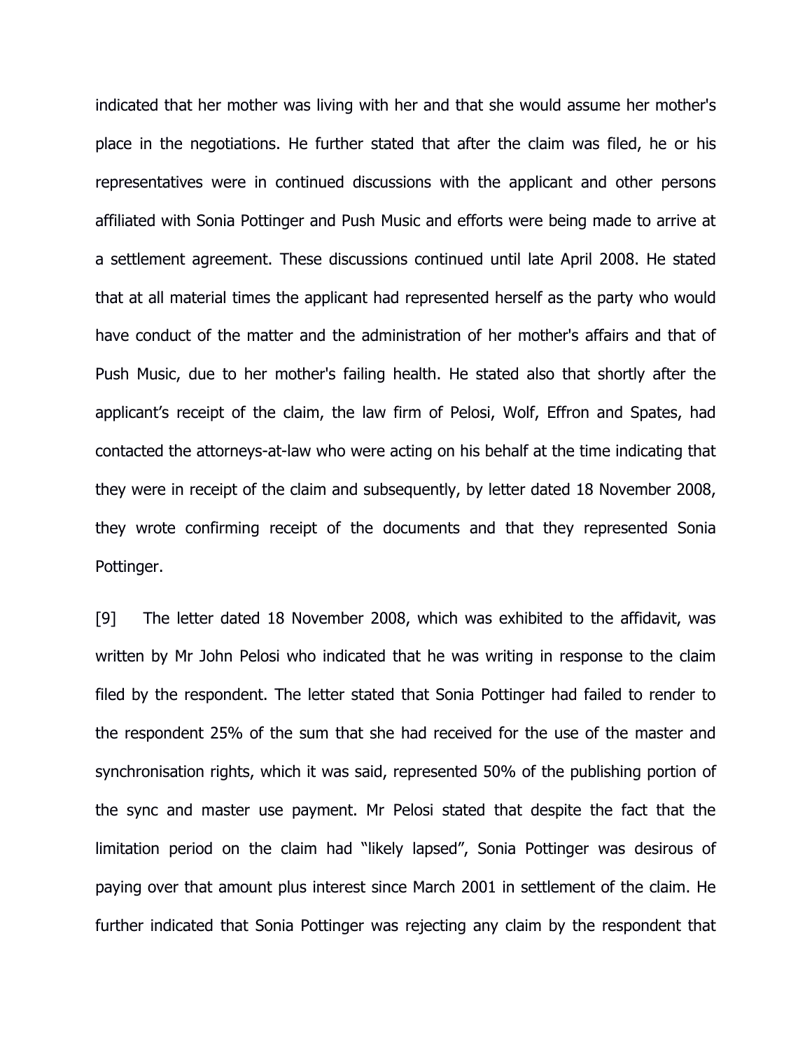indicated that her mother was living with her and that she would assume her mother's place in the negotiations. He further stated that after the claim was filed, he or his representatives were in continued discussions with the applicant and other persons affiliated with Sonia Pottinger and Push Music and efforts were being made to arrive at a settlement agreement. These discussions continued until late April 2008. He stated that at all material times the applicant had represented herself as the party who would have conduct of the matter and the administration of her mother's affairs and that of Push Music, due to her mother's failing health. He stated also that shortly after the applicant's receipt of the claim, the law firm of Pelosi, Wolf, Effron and Spates, had contacted the attorneys-at-law who were acting on his behalf at the time indicating that they were in receipt of the claim and subsequently, by letter dated 18 November 2008, they wrote confirming receipt of the documents and that they represented Sonia Pottinger.

[9] The letter dated 18 November 2008, which was exhibited to the affidavit, was written by Mr John Pelosi who indicated that he was writing in response to the claim filed by the respondent. The letter stated that Sonia Pottinger had failed to render to the respondent 25% of the sum that she had received for the use of the master and synchronisation rights, which it was said, represented 50% of the publishing portion of the sync and master use payment. Mr Pelosi stated that despite the fact that the limitation period on the claim had "likely lapsed", Sonia Pottinger was desirous of paying over that amount plus interest since March 2001 in settlement of the claim. He further indicated that Sonia Pottinger was rejecting any claim by the respondent that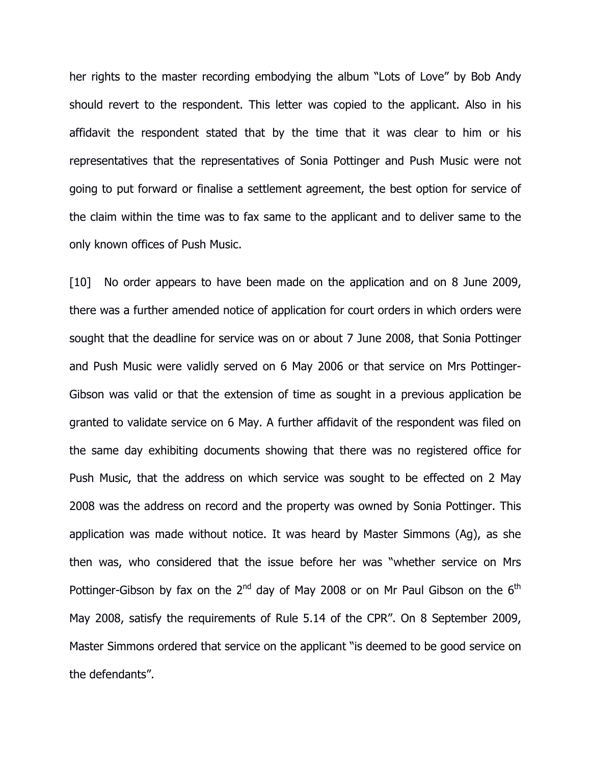her rights to the master recording embodying the album "Lots of Love" by Bob Andy should revert to the respondent. This letter was copied to the applicant. Also in his affidavit the respondent stated that by the time that it was clear to him or his representatives that the representatives of Sonia Pottinger and Push Music were not going to put forward or finalise a settlement agreement, the best option for service of the claim within the time was to fax same to the applicant and to deliver same to the only known offices of Push Music.

[10] No order appears to have been made on the application and on 8 June 2009, there was a further amended notice of application for court orders in which orders were sought that the deadline for service was on or about 7 June 2008, that Sonia Pottinger and Push Music were validly served on 6 May 2006 or that service on Mrs Pottinger-Gibson was valid or that the extension of time as sought in a previous application be granted to validate service on 6 May. A further affidavit of the respondent was filed on the same day exhibiting documents showing that there was no registered office for Push Music, that the address on which service was sought to be effected on 2 May 2008 was the address on record and the property was owned by Sonia Pottinger. This application was made without notice. It was heard by Master Simmons (Ag), as she then was, who considered that the issue before her was "whether service on Mrs Pottinger-Gibson by fax on the 2nd day of May 2008 or on Mr Paul Gibson on the 6th May 2008, satisfy the requirements of Rule 5.14 of the CPR". On 8 September 2009, Master Simmons ordered that service on the applicant "is deemed to be good service on the defendants".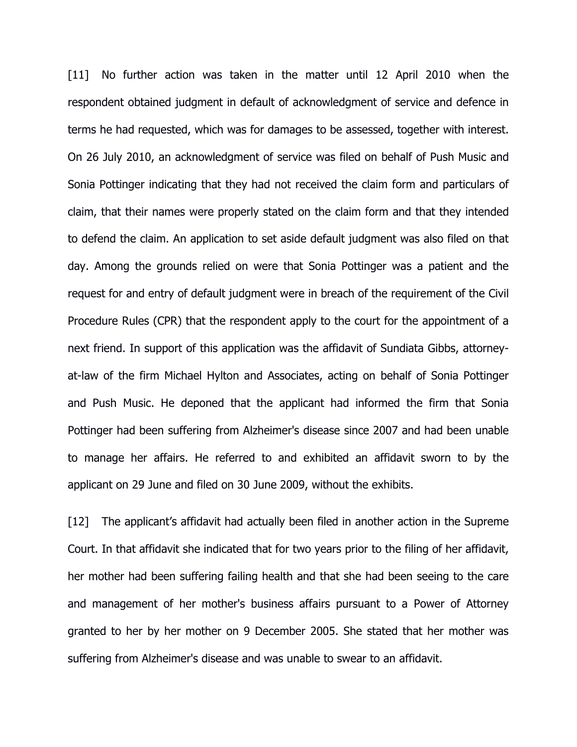[11] No further action was taken in the matter until 12 April 2010 when the respondent obtained judgment in default of acknowledgment of service and defence in terms he had requested, which was for damages to be assessed, together with interest. On 26 July 2010, an acknowledgment of service was filed on behalf of Push Music and Sonia Pottinger indicating that they had not received the claim form and particulars of claim, that their names were properly stated on the claim form and that they intended to defend the claim. An application to set aside default judgment was also filed on that day. Among the grounds relied on were that Sonia Pottinger was a patient and the request for and entry of default judgment were in breach of the requirement of the Civil Procedure Rules (CPR) that the respondent apply to the court for the appointment of a next friend. In support of this application was the affidavit of Sundiata Gibbs, attorney-at-law of the firm Michael Hylton and Associates, acting on behalf of Sonia Pottinger and Push Music. He deponed that the applicant had informed the firm that Sonia Pottinger had been suffering from Alzheimer's disease since 2007 and had been unable to manage her affairs. He referred to and exhibited an affidavit sworn to by the applicant on 29 June and filed on 30 June 2009, without the exhibits.

[12] The applicant's affidavit had actually been filed in another action in the Supreme Court. In that affidavit she indicated that for two years prior to the filing of her affidavit, her mother had been suffering failing health and that she had been seeing to the care and management of her mother's business affairs pursuant to a Power of Attorney granted to her by her mother on 9 December 2005. She stated that her mother was suffering from Alzheimer's disease and was unable to swear to an affidavit.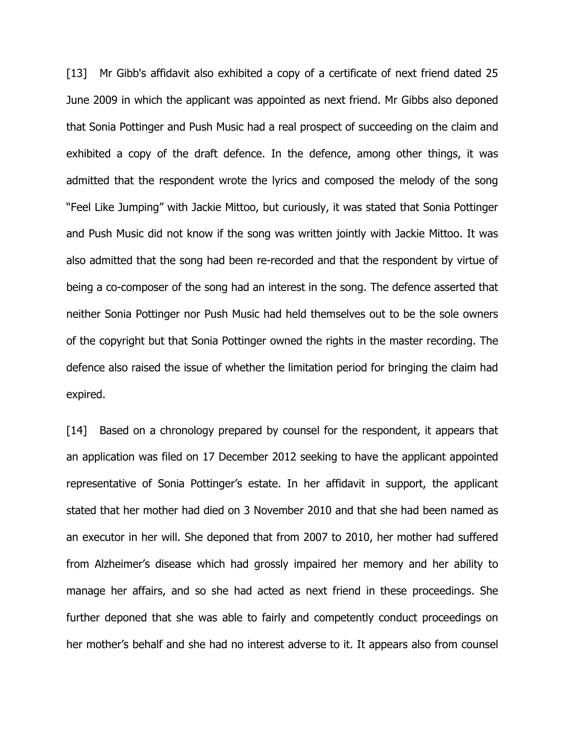[13] Mr Gibb's affidavit also exhibited a copy of a certificate of next friend dated 25 June 2009 in which the applicant was appointed as next friend. Mr Gibbs also deponed that Sonia Pottinger and Push Music had a real prospect of succeeding on the claim and exhibited a copy of the draft defence. In the defence, among other things, it was admitted that the respondent wrote the lyrics and composed the melody of the song "Feel Like Jumping" with Jackie Mittoo, but curiously, it was stated that Sonia Pottinger and Push Music did not know if the song was written jointly with Jackie Mittoo. It was also admitted that the song had been re-recorded and that the respondent by virtue of being a co-composer of the song had an interest in the song. The defence asserted that neither Sonia Pottinger nor Push Music had held themselves out to be the sole owners of the copyright but that Sonia Pottinger owned the rights in the master recording. The defence also raised the issue of whether the limitation period for bringing the claim had expired.

[14] Based on a chronology prepared by counsel for the respondent, it appears that an application was filed on 17 December 2012 seeking to have the applicant appointed representative of Sonia Pottinger's estate. In her affidavit in support, the applicant stated that her mother had died on 3 November 2010 and that she had been named as an executor in her will. She deponed that from 2007 to 2010, her mother had suffered from Alzheimer's disease which had grossly impaired her memory and her ability to manage her affairs, and so she had acted as next friend in these proceedings. She further deponed that she was able to fairly and competently conduct proceedings on her mother's behalf and she had no interest adverse to it. It appears also from counsel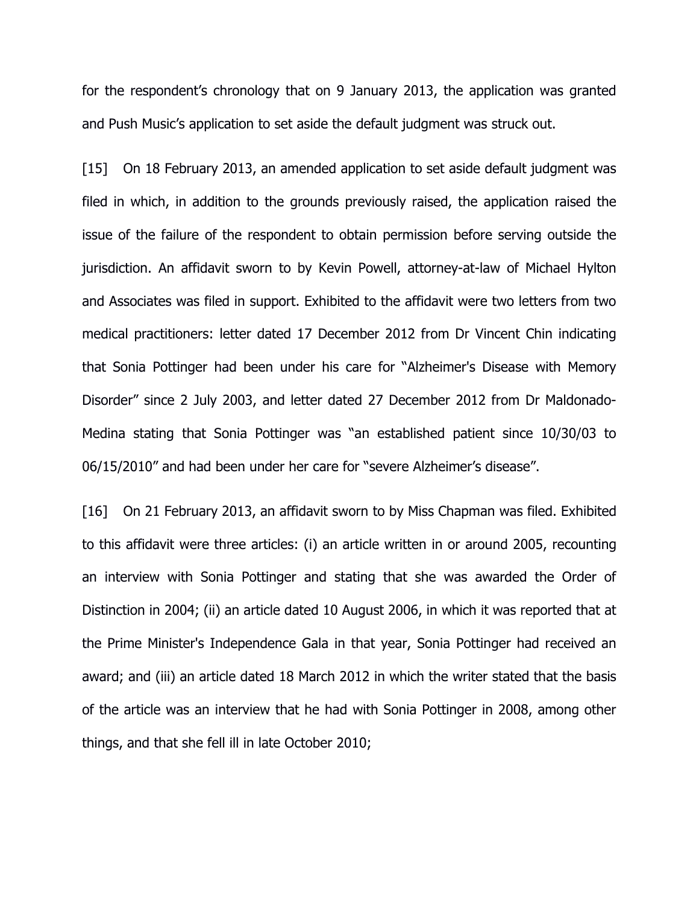for the respondent's chronology that on 9 January 2013, the application was granted and Push Music's application to set aside the default judgment was struck out.

[15] On 18 February 2013, an amended application to set aside default judgment was filed in which, in addition to the grounds previously raised, the application raised the issue of the failure of the respondent to obtain permission before serving outside the jurisdiction. An affidavit sworn to by Kevin Powell, attorney-at-law of Michael Hylton and Associates was filed in support. Exhibited to the affidavit were two letters from two medical practitioners: letter dated 17 December 2012 from Dr Vincent Chin indicating that Sonia Pottinger had been under his care for "Alzheimer's Disease with Memory Disorder" since 2 July 2003, and letter dated 27 December 2012 from Dr Maldonado-Medina stating that Sonia Pottinger was "an established patient since 10/30/03 to 06/15/2010" and had been under her care for "severe Alzheimer's disease".

[16] On 21 February 2013, an affidavit sworn to by Miss Chapman was filed. Exhibited to this affidavit were three articles: (i) an article written in or around 2005, recounting an interview with Sonia Pottinger and stating that she was awarded the Order of Distinction in 2004; (ii) an article dated 10 August 2006, in which it was reported that at the Prime Minister's Independence Gala in that year, Sonia Pottinger had received an award; and (iii) an article dated 18 March 2012 in which the writer stated that the basis of the article was an interview that he had with Sonia Pottinger in 2008, among other things, and that she fell ill in late October 2010;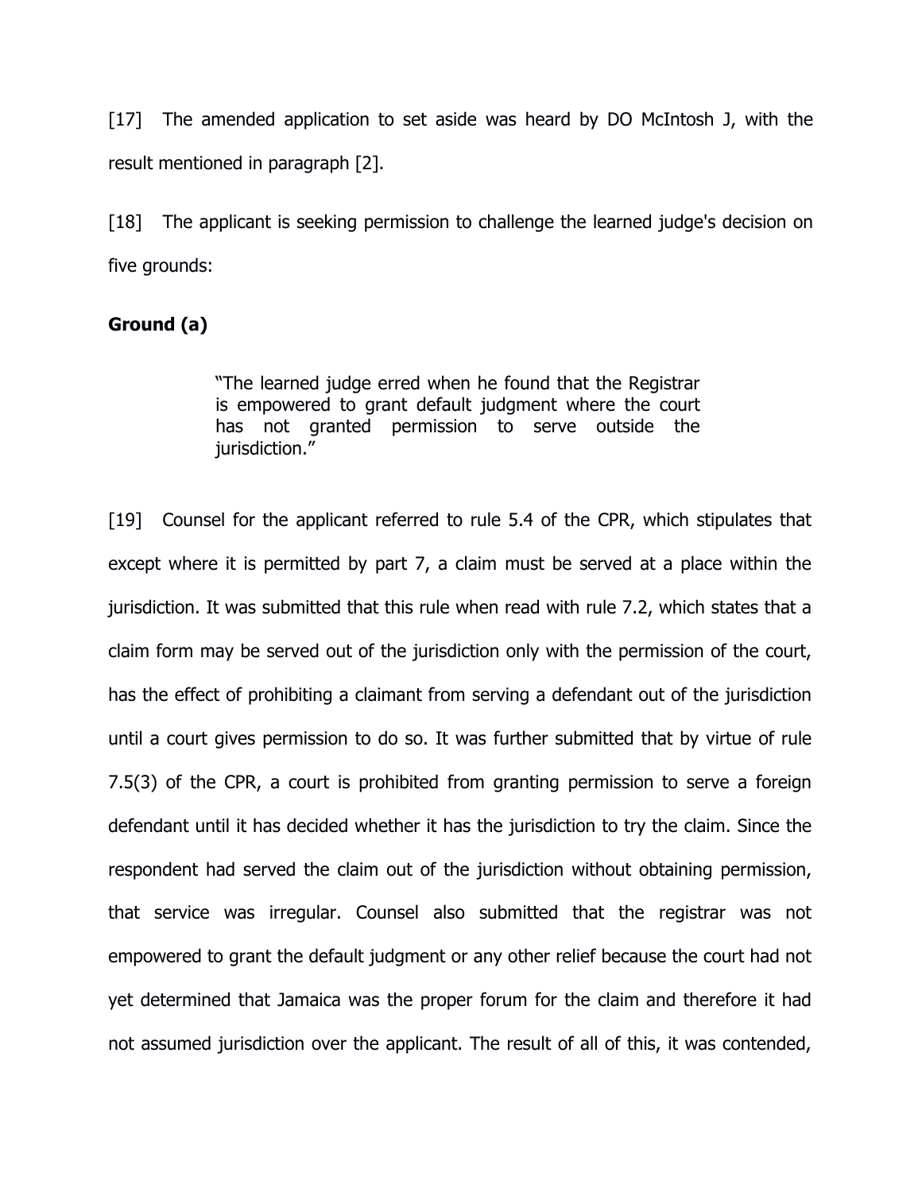[17] The amended application to set aside was heard by DO McIntosh J, with the result mentioned in paragraph [2].

[18] The applicant is seeking permission to challenge the learned judge's decision on five grounds:

**Ground (a)**

> "The learned judge erred when he found that the Registrar is empowered to grant default judgment where the court has not granted permission to serve outside the jurisdiction."

[19] Counsel for the applicant referred to rule 5.4 of the CPR, which stipulates that except where it is permitted by part 7, a claim must be served at a place within the jurisdiction. It was submitted that this rule when read with rule 7.2, which states that a claim form may be served out of the jurisdiction only with the permission of the court, has the effect of prohibiting a claimant from serving a defendant out of the jurisdiction until a court gives permission to do so. It was further submitted that by virtue of rule 7.5(3) of the CPR, a court is prohibited from granting permission to serve a foreign defendant until it has decided whether it has the jurisdiction to try the claim. Since the respondent had served the claim out of the jurisdiction without obtaining permission, that service was irregular. Counsel also submitted that the registrar was not empowered to grant the default judgment or any other relief because the court had not yet determined that Jamaica was the proper forum for the claim and therefore it had not assumed jurisdiction over the applicant. The result of all of this, it was contended,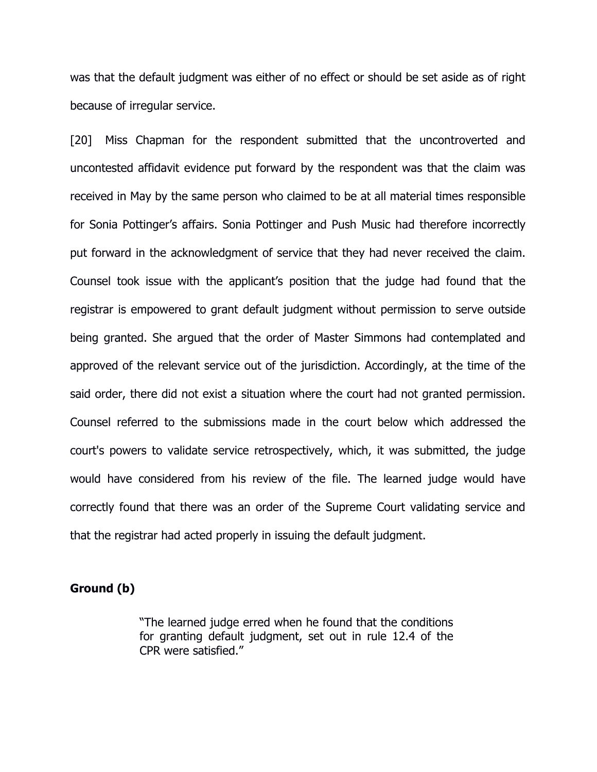was that the default judgment was either of no effect or should be set aside as of right because of irregular service.

[20] Miss Chapman for the respondent submitted that the uncontroverted and uncontested affidavit evidence put forward by the respondent was that the claim was received in May by the same person who claimed to be at all material times responsible for Sonia Pottinger's affairs. Sonia Pottinger and Push Music had therefore incorrectly put forward in the acknowledgment of service that they had never received the claim. Counsel took issue with the applicant's position that the judge had found that the registrar is empowered to grant default judgment without permission to serve outside being granted. She argued that the order of Master Simmons had contemplated and approved of the relevant service out of the jurisdiction. Accordingly, at the time of the said order, there did not exist a situation where the court had not granted permission. Counsel referred to the submissions made in the court below which addressed the court's powers to validate service retrospectively, which, it was submitted, the judge would have considered from his review of the file. The learned judge would have correctly found that there was an order of the Supreme Court validating service and that the registrar had acted properly in issuing the default judgment.

**Ground (b)**

> "The learned judge erred when he found that the conditions for granting default judgment, set out in rule 12.4 of the CPR were satisfied."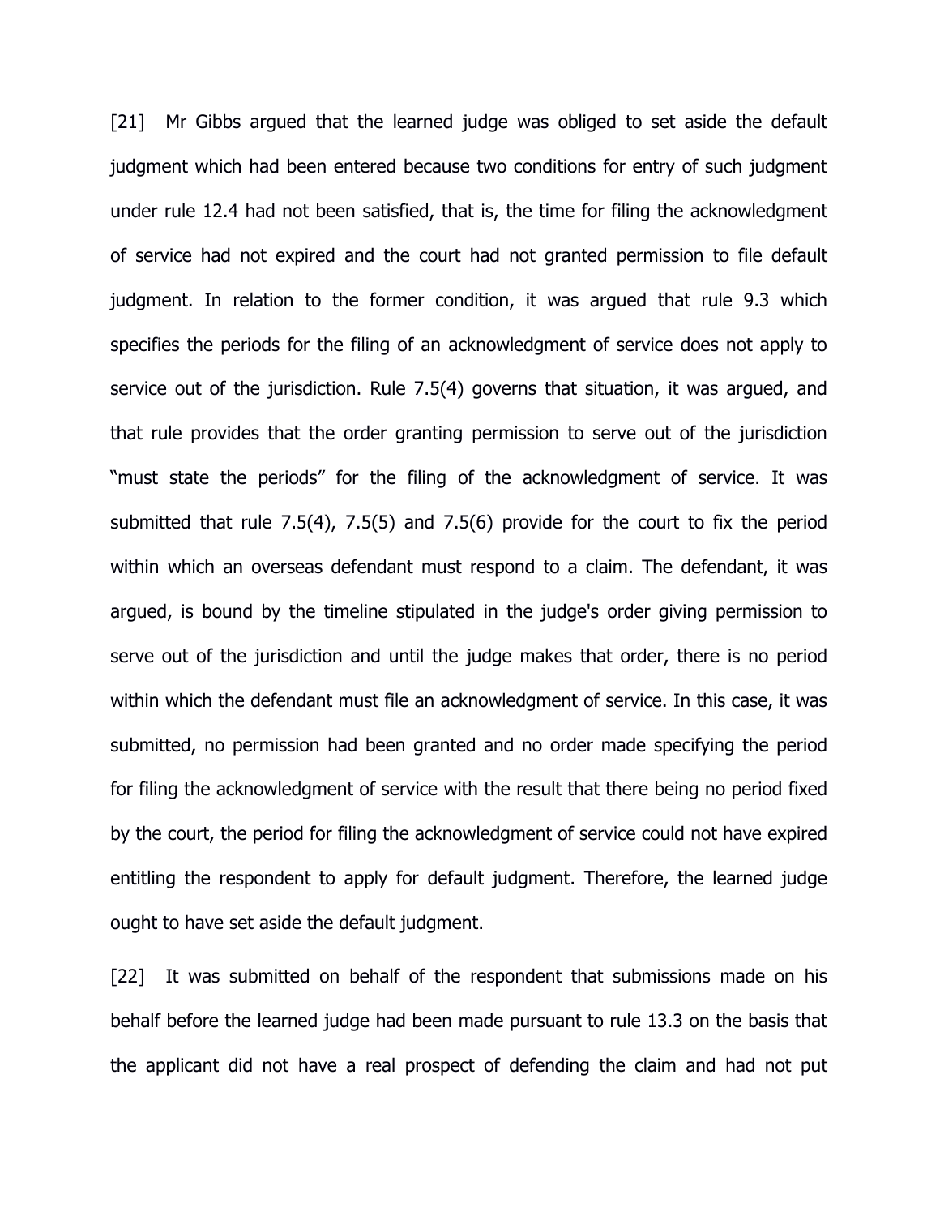[21] Mr Gibbs argued that the learned judge was obliged to set aside the default judgment which had been entered because two conditions for entry of such judgment under rule 12.4 had not been satisfied, that is, the time for filing the acknowledgment of service had not expired and the court had not granted permission to file default judgment. In relation to the former condition, it was argued that rule 9.3 which specifies the periods for the filing of an acknowledgment of service does not apply to service out of the jurisdiction. Rule 7.5(4) governs that situation, it was argued, and that rule provides that the order granting permission to serve out of the jurisdiction "must state the periods" for the filing of the acknowledgment of service. It was submitted that rule 7.5(4), 7.5(5) and 7.5(6) provide for the court to fix the period within which an overseas defendant must respond to a claim. The defendant, it was argued, is bound by the timeline stipulated in the judge's order giving permission to serve out of the jurisdiction and until the judge makes that order, there is no period within which the defendant must file an acknowledgment of service. In this case, it was submitted, no permission had been granted and no order made specifying the period for filing the acknowledgment of service with the result that there being no period fixed by the court, the period for filing the acknowledgment of service could not have expired entitling the respondent to apply for default judgment. Therefore, the learned judge ought to have set aside the default judgment.

[22] It was submitted on behalf of the respondent that submissions made on his behalf before the learned judge had been made pursuant to rule 13.3 on the basis that the applicant did not have a real prospect of defending the claim and had not put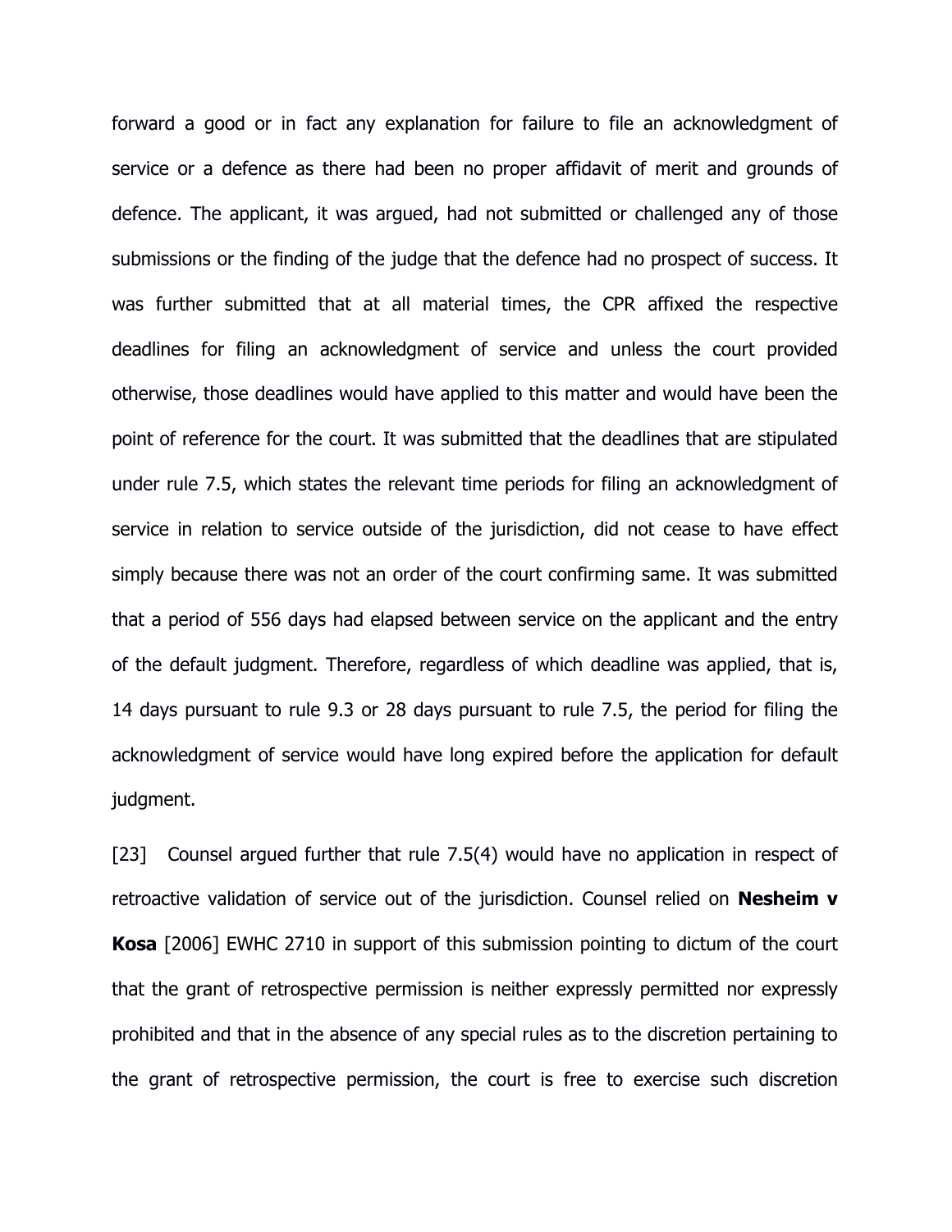forward a good or in fact any explanation for failure to file an acknowledgment of service or a defence as there had been no proper affidavit of merit and grounds of defence. The applicant, it was argued, had not submitted or challenged any of those submissions or the finding of the judge that the defence had no prospect of success. It was further submitted that at all material times, the CPR affixed the respective deadlines for filing an acknowledgment of service and unless the court provided otherwise, those deadlines would have applied to this matter and would have been the point of reference for the court. It was submitted that the deadlines that are stipulated under rule 7.5, which states the relevant time periods for filing an acknowledgment of service in relation to service outside of the jurisdiction, did not cease to have effect simply because there was not an order of the court confirming same. It was submitted that a period of 556 days had elapsed between service on the applicant and the entry of the default judgment. Therefore, regardless of which deadline was applied, that is, 14 days pursuant to rule 9.3 or 28 days pursuant to rule 7.5, the period for filing the acknowledgment of service would have long expired before the application for default judgment.

[23] Counsel argued further that rule 7.5(4) would have no application in respect of retroactive validation of service out of the jurisdiction. Counsel relied on **Nesheim v Kosa** [2006] EWHC 2710 in support of this submission pointing to dictum of the court that the grant of retrospective permission is neither expressly permitted nor expressly prohibited and that in the absence of any special rules as to the discretion pertaining to the grant of retrospective permission, the court is free to exercise such discretion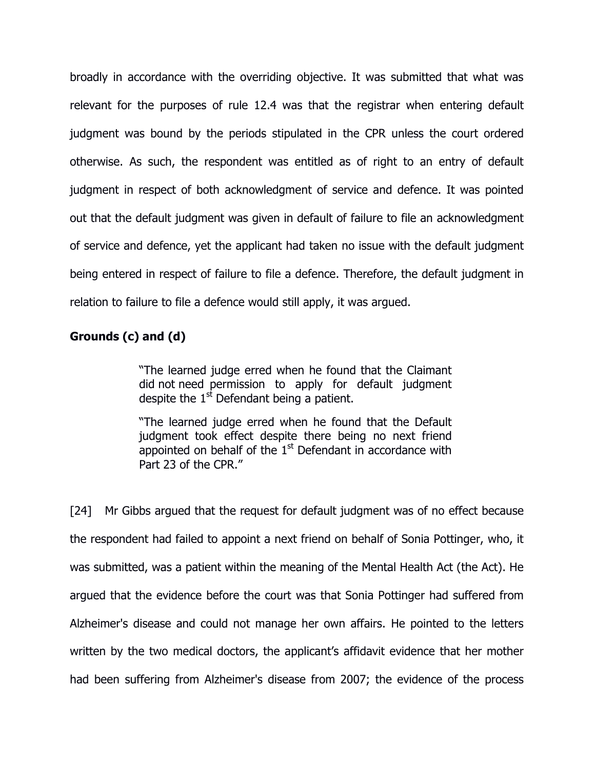broadly in accordance with the overriding objective. It was submitted that what was relevant for the purposes of rule 12.4 was that the registrar when entering default judgment was bound by the periods stipulated in the CPR unless the court ordered otherwise. As such, the respondent was entitled as of right to an entry of default judgment in respect of both acknowledgment of service and defence. It was pointed out that the default judgment was given in default of failure to file an acknowledgment of service and defence, yet the applicant had taken no issue with the default judgment being entered in respect of failure to file a defence. Therefore, the default judgment in relation to failure to file a defence would still apply, it was argued.

**Grounds (c) and (d)**

> "The learned judge erred when he found that the Claimant did not need permission to apply for default judgment despite the 1st Defendant being a patient.
>
> "The learned judge erred when he found that the Default judgment took effect despite there being no next friend appointed on behalf of the 1st Defendant in accordance with Part 23 of the CPR."

[24] Mr Gibbs argued that the request for default judgment was of no effect because the respondent had failed to appoint a next friend on behalf of Sonia Pottinger, who, it was submitted, was a patient within the meaning of the Mental Health Act (the Act). He argued that the evidence before the court was that Sonia Pottinger had suffered from Alzheimer's disease and could not manage her own affairs. He pointed to the letters written by the two medical doctors, the applicant's affidavit evidence that her mother had been suffering from Alzheimer's disease from 2007; the evidence of the process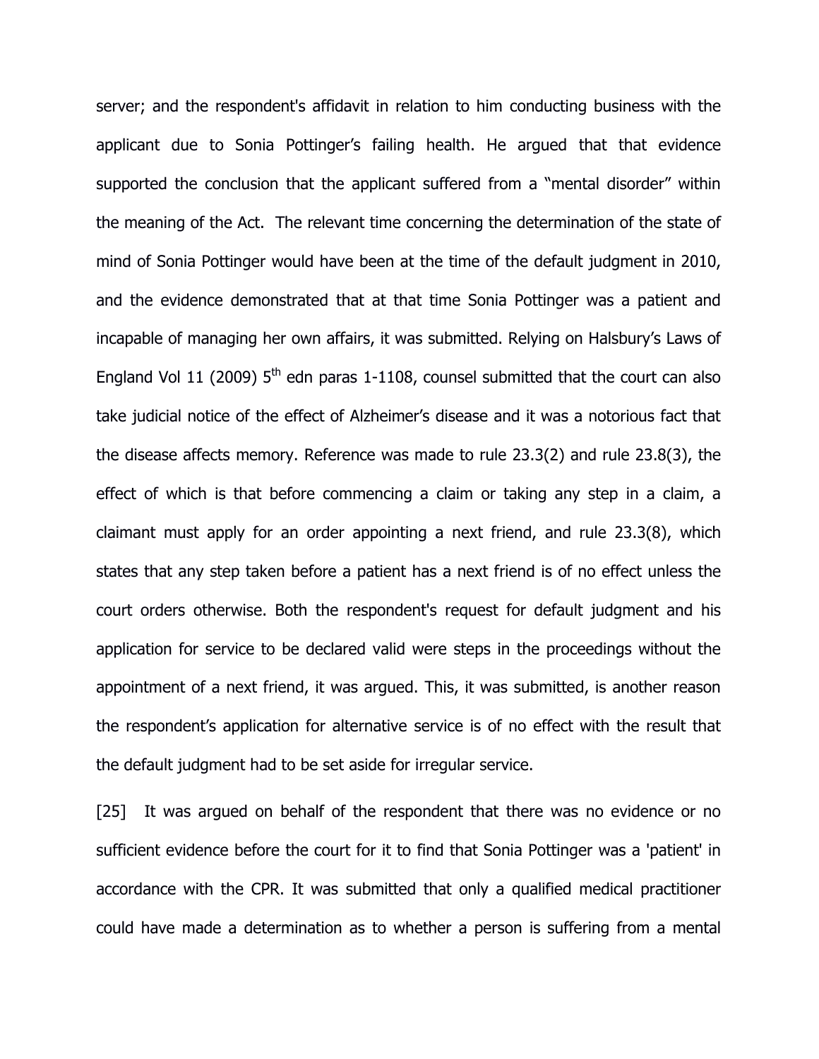server; and the respondent's affidavit in relation to him conducting business with the applicant due to Sonia Pottinger's failing health. He argued that that evidence supported the conclusion that the applicant suffered from a "mental disorder" within the meaning of the Act. The relevant time concerning the determination of the state of mind of Sonia Pottinger would have been at the time of the default judgment in 2010, and the evidence demonstrated that at that time Sonia Pottinger was a patient and incapable of managing her own affairs, it was submitted. Relying on Halsbury's Laws of England Vol 11 (2009) 5th edn paras 1-1108, counsel submitted that the court can also take judicial notice of the effect of Alzheimer's disease and it was a notorious fact that the disease affects memory. Reference was made to rule 23.3(2) and rule 23.8(3), the effect of which is that before commencing a claim or taking any step in a claim, a claimant must apply for an order appointing a next friend, and rule 23.3(8), which states that any step taken before a patient has a next friend is of no effect unless the court orders otherwise. Both the respondent's request for default judgment and his application for service to be declared valid were steps in the proceedings without the appointment of a next friend, it was argued. This, it was submitted, is another reason the respondent's application for alternative service is of no effect with the result that the default judgment had to be set aside for irregular service.

[25] It was argued on behalf of the respondent that there was no evidence or no sufficient evidence before the court for it to find that Sonia Pottinger was a 'patient' in accordance with the CPR. It was submitted that only a qualified medical practitioner could have made a determination as to whether a person is suffering from a mental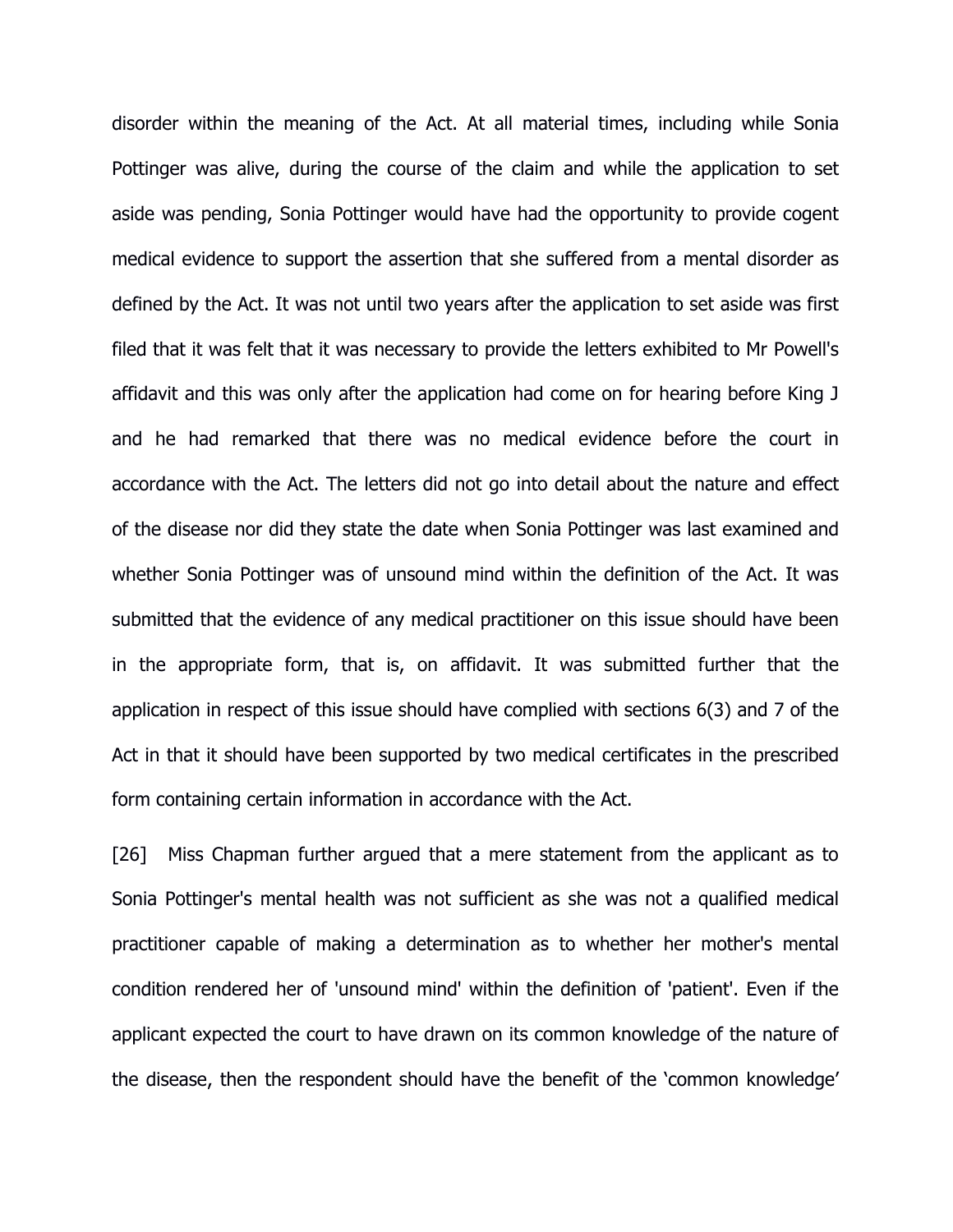disorder within the meaning of the Act. At all material times, including while Sonia Pottinger was alive, during the course of the claim and while the application to set aside was pending, Sonia Pottinger would have had the opportunity to provide cogent medical evidence to support the assertion that she suffered from a mental disorder as defined by the Act. It was not until two years after the application to set aside was first filed that it was felt that it was necessary to provide the letters exhibited to Mr Powell's affidavit and this was only after the application had come on for hearing before King J and he had remarked that there was no medical evidence before the court in accordance with the Act. The letters did not go into detail about the nature and effect of the disease nor did they state the date when Sonia Pottinger was last examined and whether Sonia Pottinger was of unsound mind within the definition of the Act. It was submitted that the evidence of any medical practitioner on this issue should have been in the appropriate form, that is, on affidavit. It was submitted further that the application in respect of this issue should have complied with sections 6(3) and 7 of the Act in that it should have been supported by two medical certificates in the prescribed form containing certain information in accordance with the Act.

[26] Miss Chapman further argued that a mere statement from the applicant as to Sonia Pottinger's mental health was not sufficient as she was not a qualified medical practitioner capable of making a determination as to whether her mother's mental condition rendered her of 'unsound mind' within the definition of 'patient'. Even if the applicant expected the court to have drawn on its common knowledge of the nature of the disease, then the respondent should have the benefit of the 'common knowledge'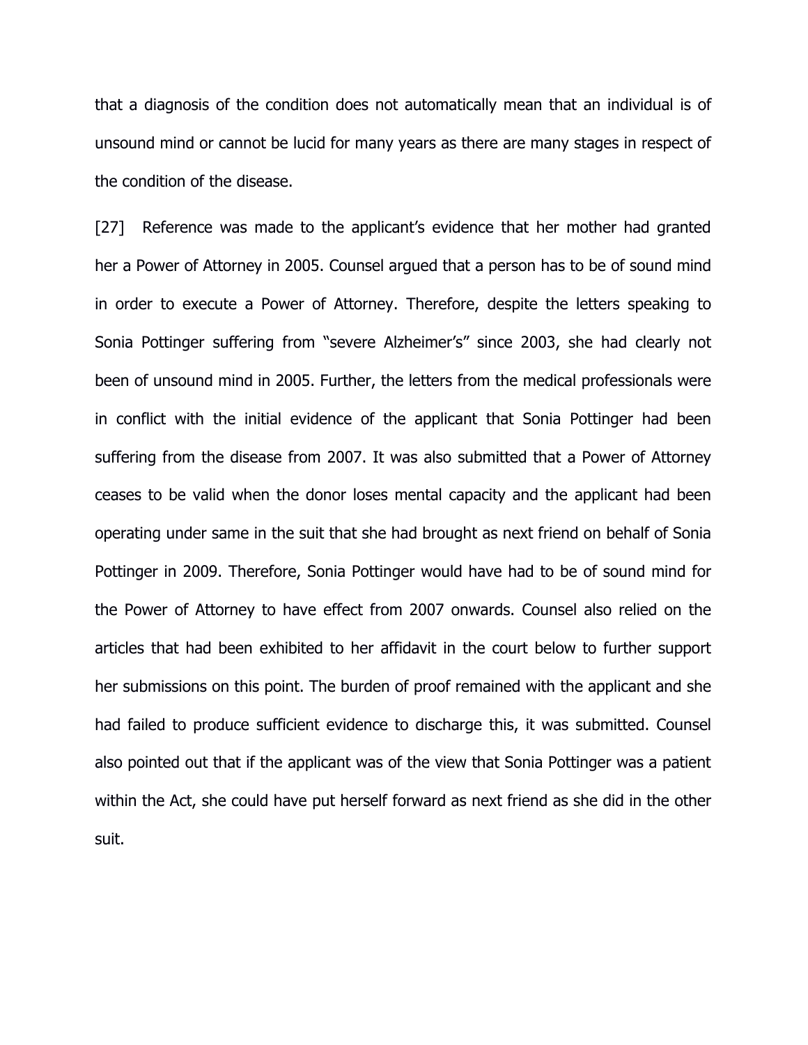that a diagnosis of the condition does not automatically mean that an individual is of unsound mind or cannot be lucid for many years as there are many stages in respect of the condition of the disease.

[27] Reference was made to the applicant's evidence that her mother had granted her a Power of Attorney in 2005. Counsel argued that a person has to be of sound mind in order to execute a Power of Attorney. Therefore, despite the letters speaking to Sonia Pottinger suffering from "severe Alzheimer's" since 2003, she had clearly not been of unsound mind in 2005. Further, the letters from the medical professionals were in conflict with the initial evidence of the applicant that Sonia Pottinger had been suffering from the disease from 2007. It was also submitted that a Power of Attorney ceases to be valid when the donor loses mental capacity and the applicant had been operating under same in the suit that she had brought as next friend on behalf of Sonia Pottinger in 2009. Therefore, Sonia Pottinger would have had to be of sound mind for the Power of Attorney to have effect from 2007 onwards. Counsel also relied on the articles that had been exhibited to her affidavit in the court below to further support her submissions on this point. The burden of proof remained with the applicant and she had failed to produce sufficient evidence to discharge this, it was submitted. Counsel also pointed out that if the applicant was of the view that Sonia Pottinger was a patient within the Act, she could have put herself forward as next friend as she did in the other suit.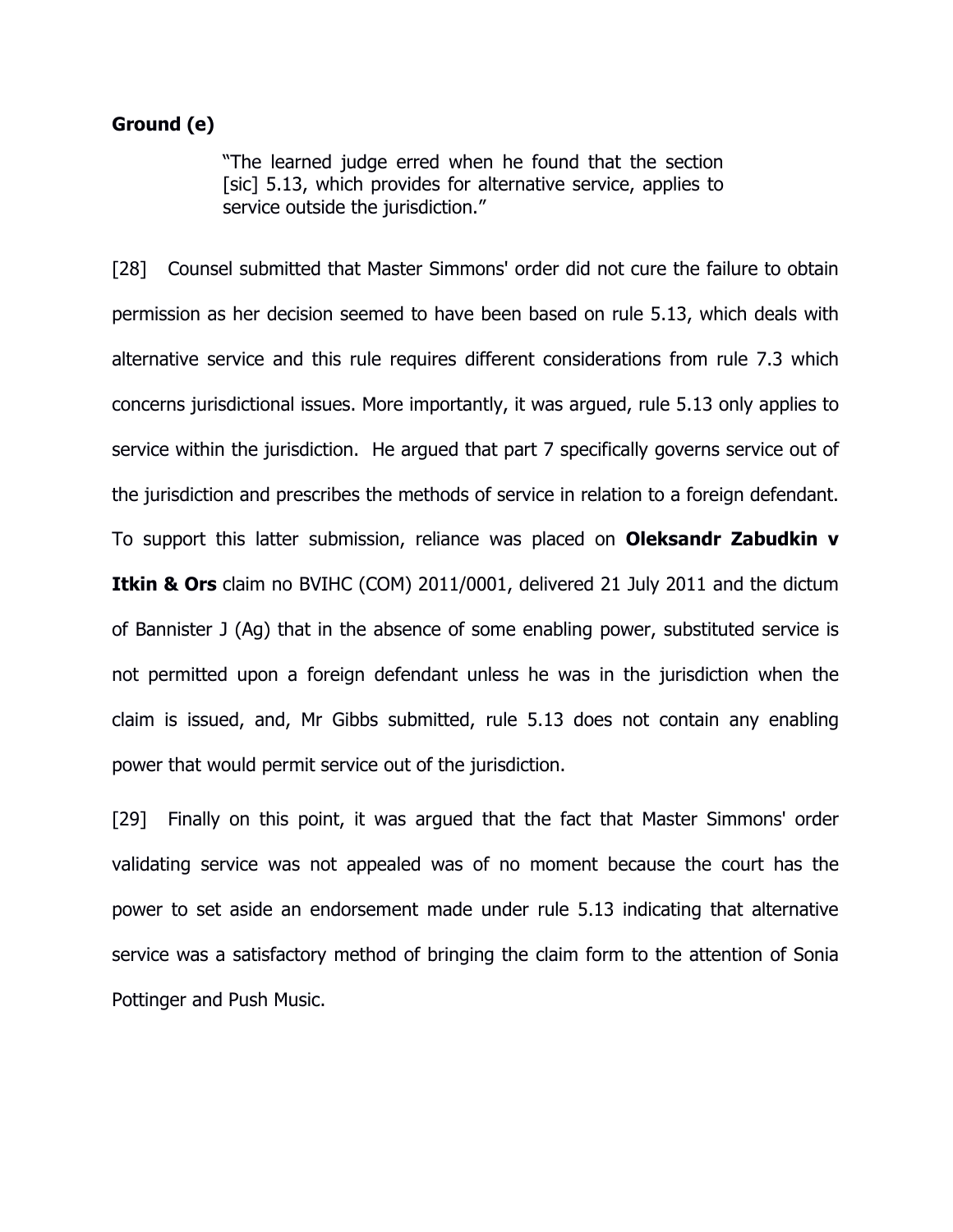**Ground (e)**

> "The learned judge erred when he found that the section [sic] 5.13, which provides for alternative service, applies to service outside the jurisdiction."

[28] Counsel submitted that Master Simmons' order did not cure the failure to obtain permission as her decision seemed to have been based on rule 5.13, which deals with alternative service and this rule requires different considerations from rule 7.3 which concerns jurisdictional issues. More importantly, it was argued, rule 5.13 only applies to service within the jurisdiction. He argued that part 7 specifically governs service out of the jurisdiction and prescribes the methods of service in relation to a foreign defendant. To support this latter submission, reliance was placed on **Oleksandr Zabudkin v Itkin & Ors** claim no BVIHC (COM) 2011/0001, delivered 21 July 2011 and the dictum of Bannister J (Ag) that in the absence of some enabling power, substituted service is not permitted upon a foreign defendant unless he was in the jurisdiction when the claim is issued, and, Mr Gibbs submitted, rule 5.13 does not contain any enabling power that would permit service out of the jurisdiction.

[29] Finally on this point, it was argued that the fact that Master Simmons' order validating service was not appealed was of no moment because the court has the power to set aside an endorsement made under rule 5.13 indicating that alternative service was a satisfactory method of bringing the claim form to the attention of Sonia Pottinger and Push Music.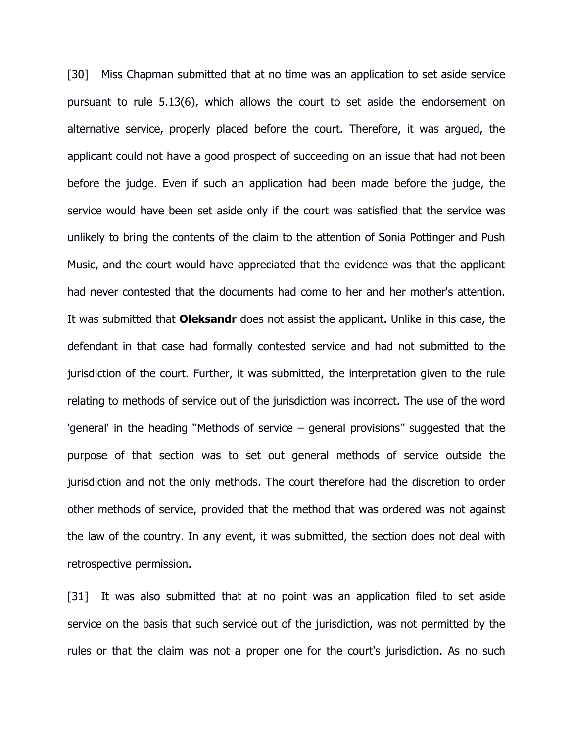[30] Miss Chapman submitted that at no time was an application to set aside service pursuant to rule 5.13(6), which allows the court to set aside the endorsement on alternative service, properly placed before the court. Therefore, it was argued, the applicant could not have a good prospect of succeeding on an issue that had not been before the judge. Even if such an application had been made before the judge, the service would have been set aside only if the court was satisfied that the service was unlikely to bring the contents of the claim to the attention of Sonia Pottinger and Push Music, and the court would have appreciated that the evidence was that the applicant had never contested that the documents had come to her and her mother's attention. It was submitted that **Oleksandr** does not assist the applicant. Unlike in this case, the defendant in that case had formally contested service and had not submitted to the jurisdiction of the court. Further, it was submitted, the interpretation given to the rule relating to methods of service out of the jurisdiction was incorrect. The use of the word 'general' in the heading "Methods of service – general provisions" suggested that the purpose of that section was to set out general methods of service outside the jurisdiction and not the only methods. The court therefore had the discretion to order other methods of service, provided that the method that was ordered was not against the law of the country. In any event, it was submitted, the section does not deal with retrospective permission.

[31] It was also submitted that at no point was an application filed to set aside service on the basis that such service out of the jurisdiction, was not permitted by the rules or that the claim was not a proper one for the court's jurisdiction. As no such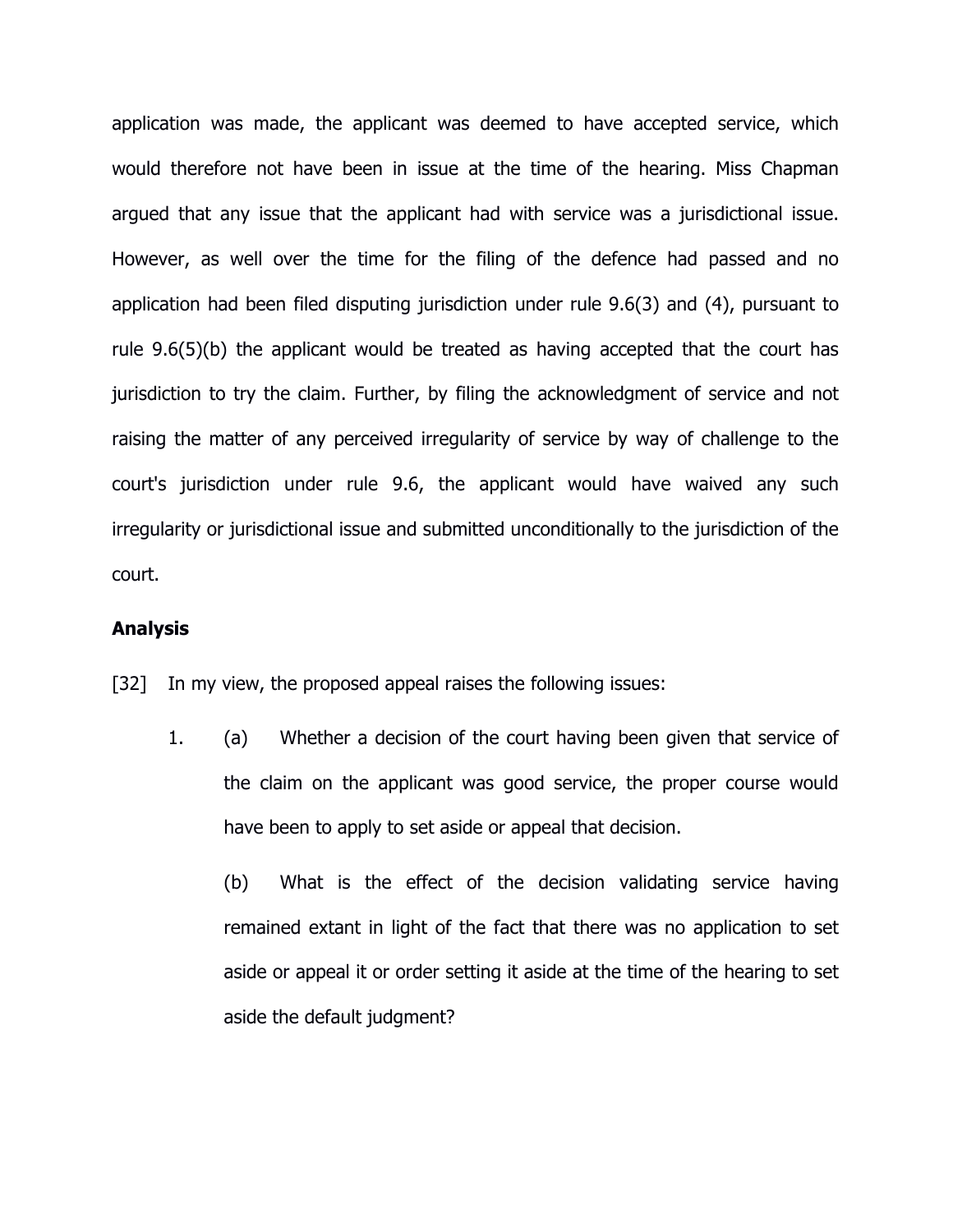application was made, the applicant was deemed to have accepted service, which would therefore not have been in issue at the time of the hearing. Miss Chapman argued that any issue that the applicant had with service was a jurisdictional issue. However, as well over the time for the filing of the defence had passed and no application had been filed disputing jurisdiction under rule 9.6(3) and (4), pursuant to rule 9.6(5)(b) the applicant would be treated as having accepted that the court has jurisdiction to try the claim. Further, by filing the acknowledgment of service and not raising the matter of any perceived irregularity of service by way of challenge to the court's jurisdiction under rule 9.6, the applicant would have waived any such irregularity or jurisdictional issue and submitted unconditionally to the jurisdiction of the court.

**Analysis**

[32] In my view, the proposed appeal raises the following issues:

1. (a) Whether a decision of the court having been given that service of the claim on the applicant was good service, the proper course would have been to apply to set aside or appeal that decision.

   (b) What is the effect of the decision validating service having remained extant in light of the fact that there was no application to set aside or appeal it or order setting it aside at the time of the hearing to set aside the default judgment?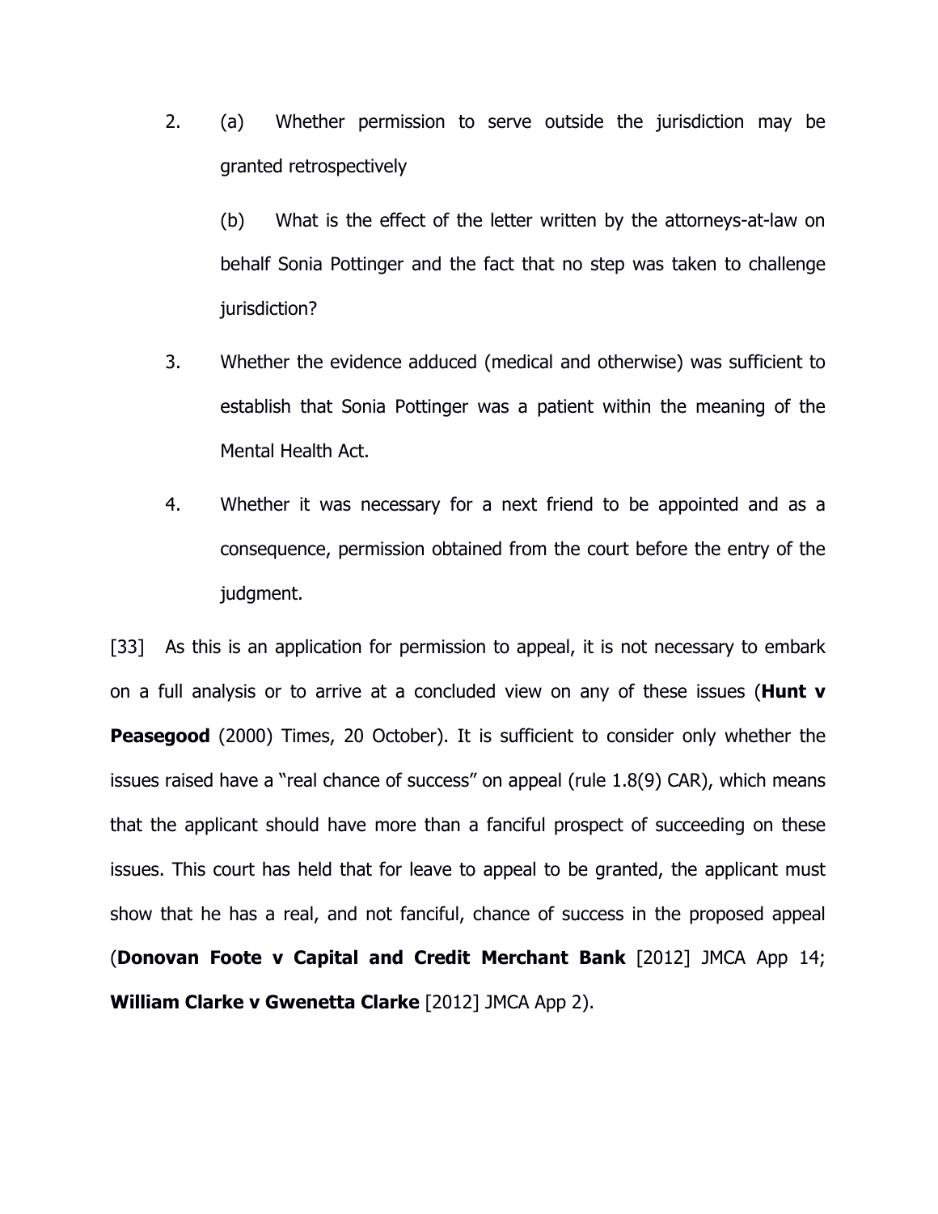2. (a) Whether permission to serve outside the jurisdiction may be granted retrospectively

   (b) What is the effect of the letter written by the attorneys-at-law on behalf Sonia Pottinger and the fact that no step was taken to challenge jurisdiction?

3. Whether the evidence adduced (medical and otherwise) was sufficient to establish that Sonia Pottinger was a patient within the meaning of the Mental Health Act.

4. Whether it was necessary for a next friend to be appointed and as a consequence, permission obtained from the court before the entry of the judgment.

[33] As this is an application for permission to appeal, it is not necessary to embark on a full analysis or to arrive at a concluded view on any of these issues (**Hunt v Peasegood** (2000) Times, 20 October). It is sufficient to consider only whether the issues raised have a "real chance of success" on appeal (rule 1.8(9) CAR), which means that the applicant should have more than a fanciful prospect of succeeding on these issues. This court has held that for leave to appeal to be granted, the applicant must show that he has a real, and not fanciful, chance of success in the proposed appeal (**Donovan Foote v Capital and Credit Merchant Bank** [2012] JMCA App 14; **William Clarke v Gwenetta Clarke** [2012] JMCA App 2).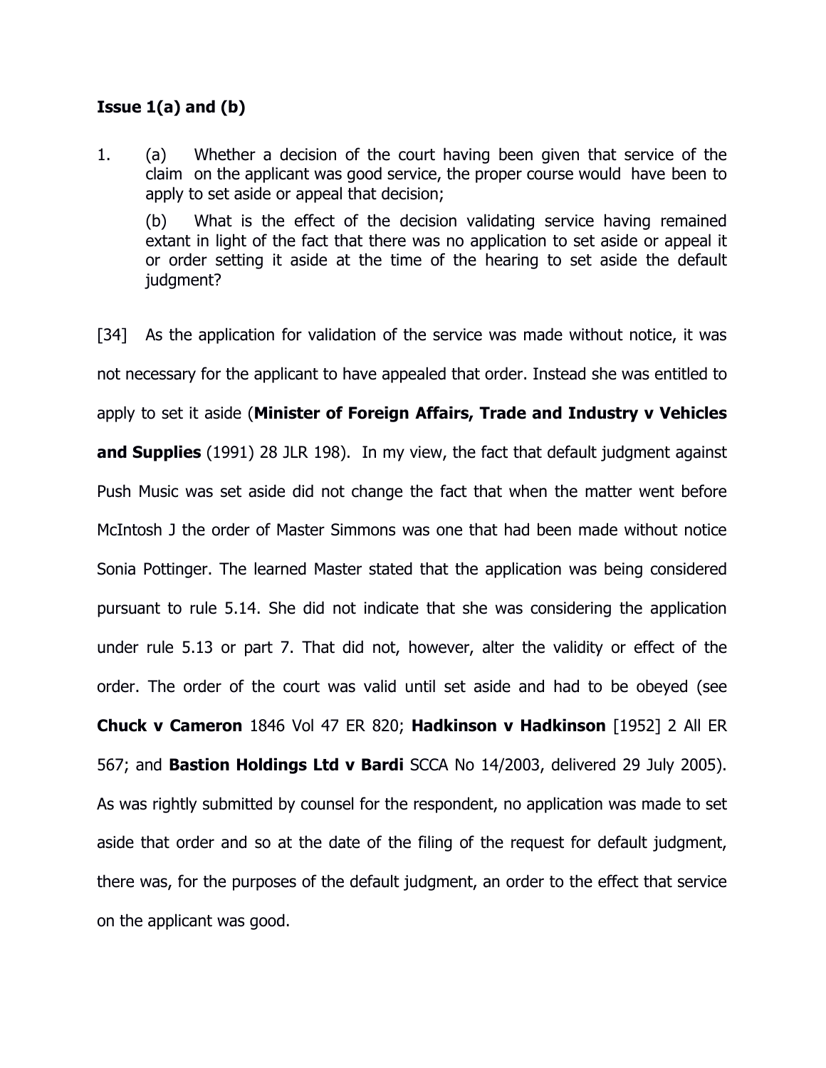**Issue 1(a) and (b)**

1. (a) Whether a decision of the court having been given that service of the claim on the applicant was good service, the proper course would have been to apply to set aside or appeal that decision;

   (b) What is the effect of the decision validating service having remained extant in light of the fact that there was no application to set aside or appeal it or order setting it aside at the time of the hearing to set aside the default judgment?

[34] As the application for validation of the service was made without notice, it was not necessary for the applicant to have appealed that order. Instead she was entitled to apply to set it aside (**Minister of Foreign Affairs, Trade and Industry v Vehicles and Supplies** (1991) 28 JLR 198). In my view, the fact that default judgment against Push Music was set aside did not change the fact that when the matter went before McIntosh J the order of Master Simmons was one that had been made without notice Sonia Pottinger. The learned Master stated that the application was being considered pursuant to rule 5.14. She did not indicate that she was considering the application under rule 5.13 or part 7. That did not, however, alter the validity or effect of the order. The order of the court was valid until set aside and had to be obeyed (see **Chuck v Cameron** 1846 Vol 47 ER 820; **Hadkinson v Hadkinson** [1952] 2 All ER 567; and **Bastion Holdings Ltd v Bardi** SCCA No 14/2003, delivered 29 July 2005). As was rightly submitted by counsel for the respondent, no application was made to set aside that order and so at the date of the filing of the request for default judgment, there was, for the purposes of the default judgment, an order to the effect that service on the applicant was good.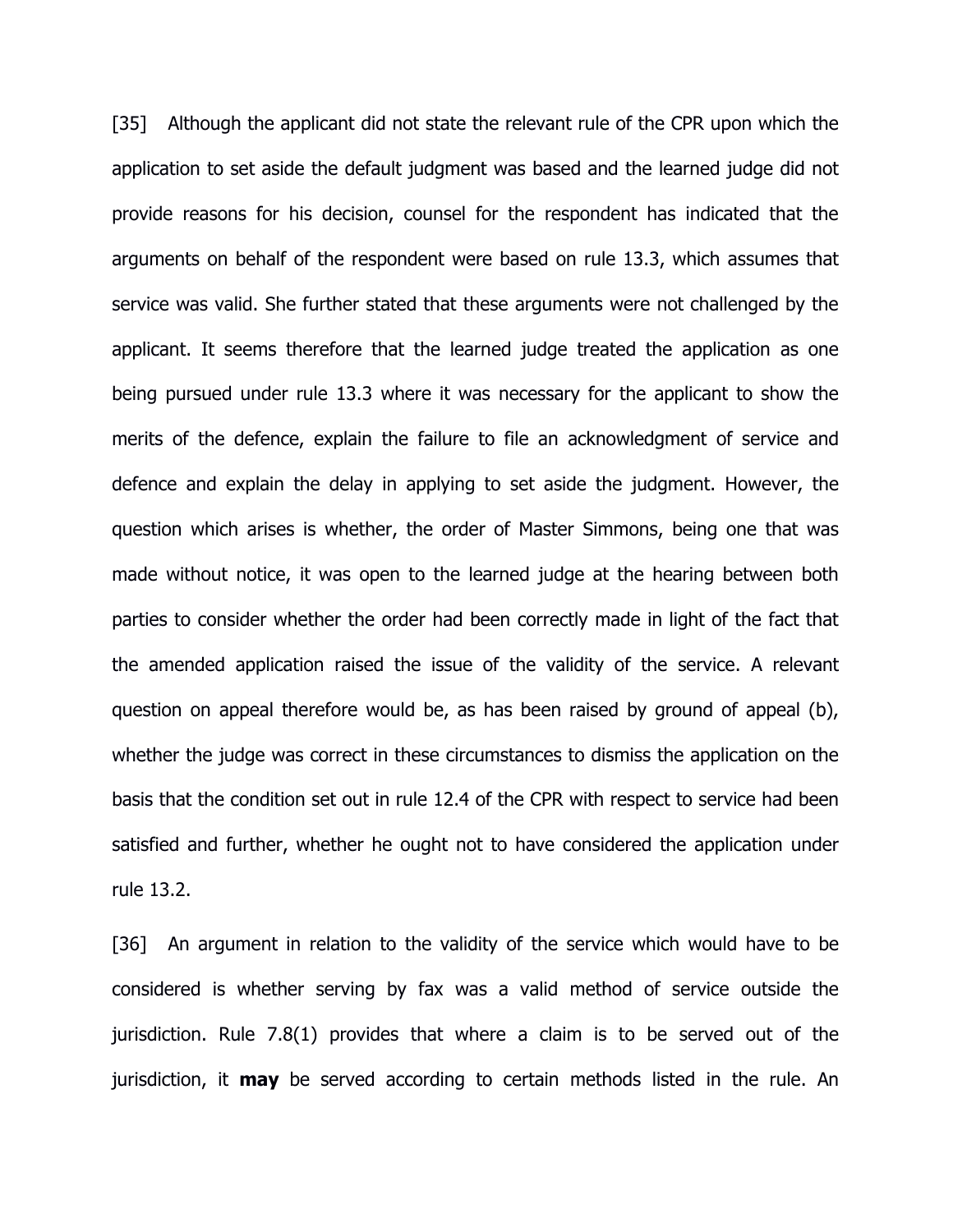[35] Although the applicant did not state the relevant rule of the CPR upon which the application to set aside the default judgment was based and the learned judge did not provide reasons for his decision, counsel for the respondent has indicated that the arguments on behalf of the respondent were based on rule 13.3, which assumes that service was valid. She further stated that these arguments were not challenged by the applicant. It seems therefore that the learned judge treated the application as one being pursued under rule 13.3 where it was necessary for the applicant to show the merits of the defence, explain the failure to file an acknowledgment of service and defence and explain the delay in applying to set aside the judgment. However, the question which arises is whether, the order of Master Simmons, being one that was made without notice, it was open to the learned judge at the hearing between both parties to consider whether the order had been correctly made in light of the fact that the amended application raised the issue of the validity of the service. A relevant question on appeal therefore would be, as has been raised by ground of appeal (b), whether the judge was correct in these circumstances to dismiss the application on the basis that the condition set out in rule 12.4 of the CPR with respect to service had been satisfied and further, whether he ought not to have considered the application under rule 13.2.

[36] An argument in relation to the validity of the service which would have to be considered is whether serving by fax was a valid method of service outside the jurisdiction. Rule 7.8(1) provides that where a claim is to be served out of the jurisdiction, it **may** be served according to certain methods listed in the rule. An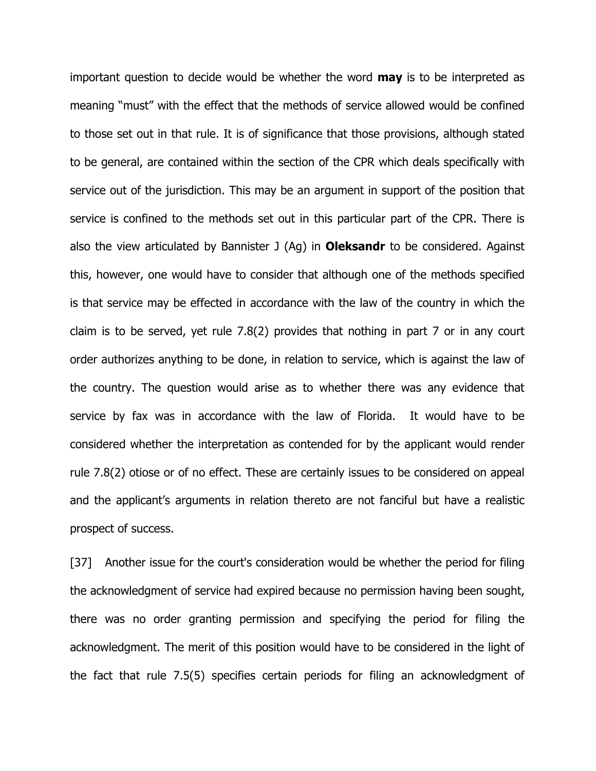important question to decide would be whether the word **may** is to be interpreted as meaning "must" with the effect that the methods of service allowed would be confined to those set out in that rule. It is of significance that those provisions, although stated to be general, are contained within the section of the CPR which deals specifically with service out of the jurisdiction. This may be an argument in support of the position that service is confined to the methods set out in this particular part of the CPR. There is also the view articulated by Bannister J (Ag) in **Oleksandr** to be considered. Against this, however, one would have to consider that although one of the methods specified is that service may be effected in accordance with the law of the country in which the claim is to be served, yet rule 7.8(2) provides that nothing in part 7 or in any court order authorizes anything to be done, in relation to service, which is against the law of the country. The question would arise as to whether there was any evidence that service by fax was in accordance with the law of Florida. It would have to be considered whether the interpretation as contended for by the applicant would render rule 7.8(2) otiose or of no effect. These are certainly issues to be considered on appeal and the applicant's arguments in relation thereto are not fanciful but have a realistic prospect of success.

[37] Another issue for the court's consideration would be whether the period for filing the acknowledgment of service had expired because no permission having been sought, there was no order granting permission and specifying the period for filing the acknowledgment. The merit of this position would have to be considered in the light of the fact that rule 7.5(5) specifies certain periods for filing an acknowledgment of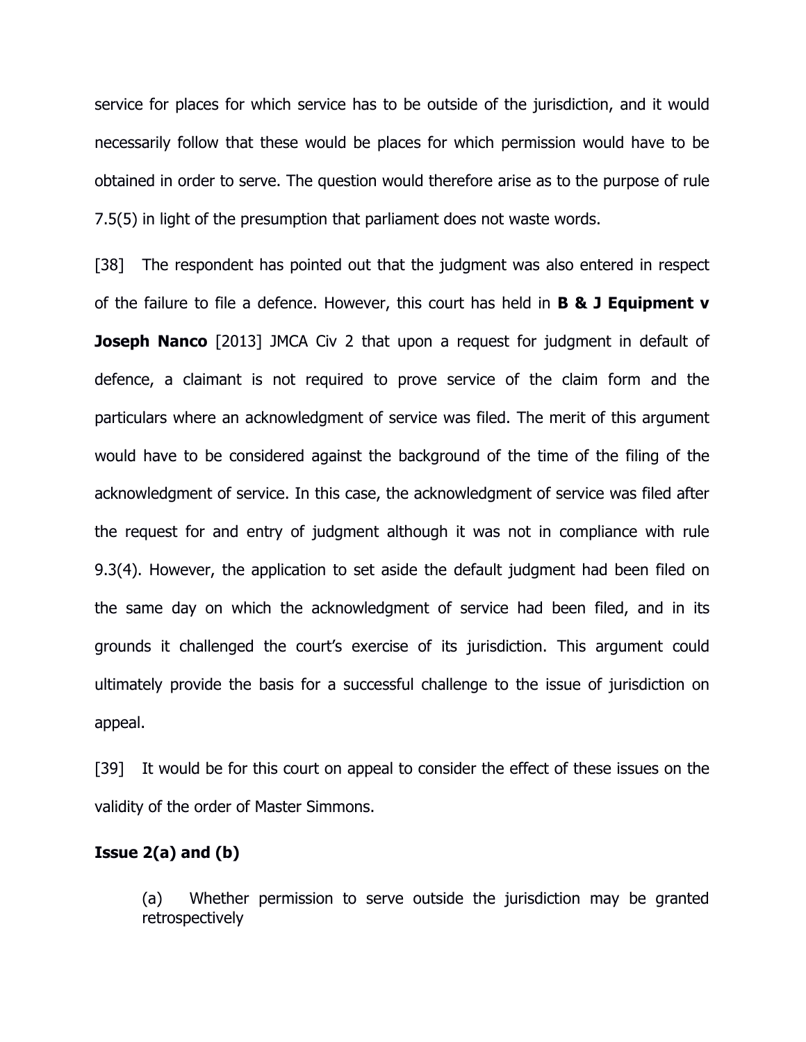service for places for which service has to be outside of the jurisdiction, and it would necessarily follow that these would be places for which permission would have to be obtained in order to serve. The question would therefore arise as to the purpose of rule 7.5(5) in light of the presumption that parliament does not waste words.

[38] The respondent has pointed out that the judgment was also entered in respect of the failure to file a defence. However, this court has held in **B & J Equipment v Joseph Nanco** [2013] JMCA Civ 2 that upon a request for judgment in default of defence, a claimant is not required to prove service of the claim form and the particulars where an acknowledgment of service was filed. The merit of this argument would have to be considered against the background of the time of the filing of the acknowledgment of service. In this case, the acknowledgment of service was filed after the request for and entry of judgment although it was not in compliance with rule 9.3(4). However, the application to set aside the default judgment had been filed on the same day on which the acknowledgment of service had been filed, and in its grounds it challenged the court's exercise of its jurisdiction. This argument could ultimately provide the basis for a successful challenge to the issue of jurisdiction on appeal.

[39] It would be for this court on appeal to consider the effect of these issues on the validity of the order of Master Simmons.

**Issue 2(a) and (b)**

> (a) Whether permission to serve outside the jurisdiction may be granted retrospectively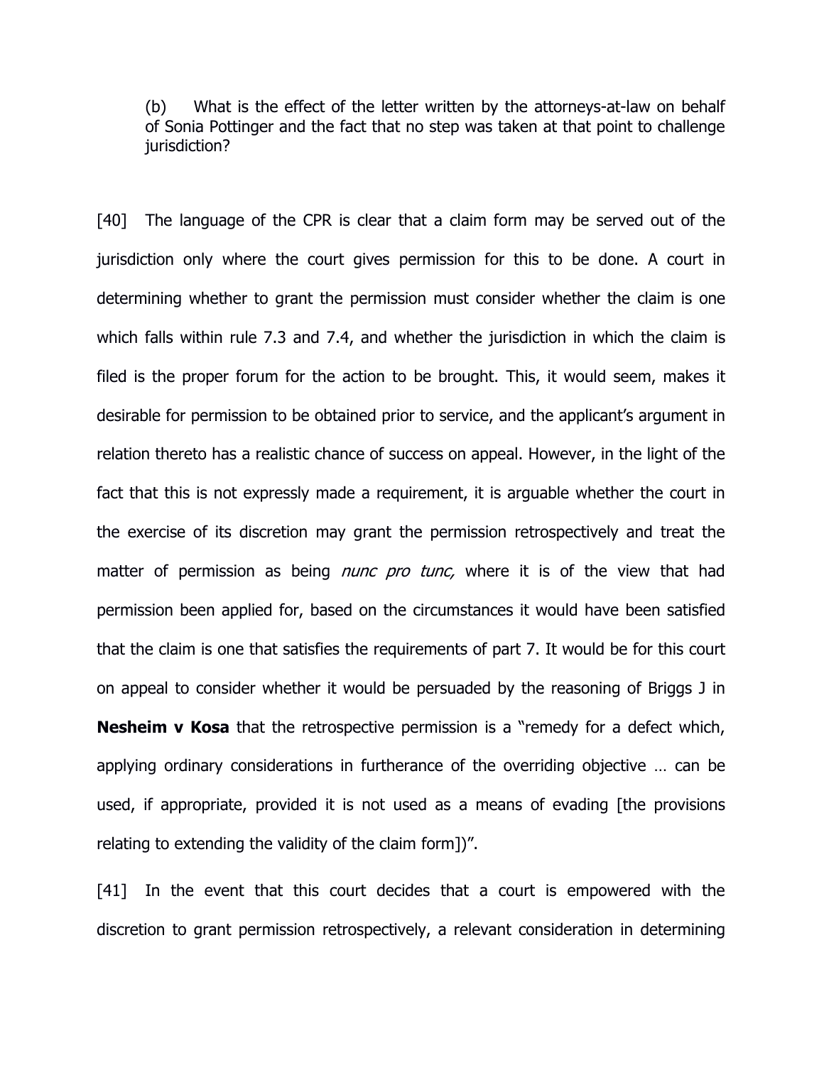(b) What is the effect of the letter written by the attorneys-at-law on behalf of Sonia Pottinger and the fact that no step was taken at that point to challenge jurisdiction?

[40] The language of the CPR is clear that a claim form may be served out of the jurisdiction only where the court gives permission for this to be done. A court in determining whether to grant the permission must consider whether the claim is one which falls within rule 7.3 and 7.4, and whether the jurisdiction in which the claim is filed is the proper forum for the action to be brought. This, it would seem, makes it desirable for permission to be obtained prior to service, and the applicant's argument in relation thereto has a realistic chance of success on appeal. However, in the light of the fact that this is not expressly made a requirement, it is arguable whether the court in the exercise of its discretion may grant the permission retrospectively and treat the matter of permission as being *nunc pro tunc,* where it is of the view that had permission been applied for, based on the circumstances it would have been satisfied that the claim is one that satisfies the requirements of part 7. It would be for this court on appeal to consider whether it would be persuaded by the reasoning of Briggs J in **Nesheim v Kosa** that the retrospective permission is a "remedy for a defect which, applying ordinary considerations in furtherance of the overriding objective … can be used, if appropriate, provided it is not used as a means of evading [the provisions relating to extending the validity of the claim form])".

[41] In the event that this court decides that a court is empowered with the discretion to grant permission retrospectively, a relevant consideration in determining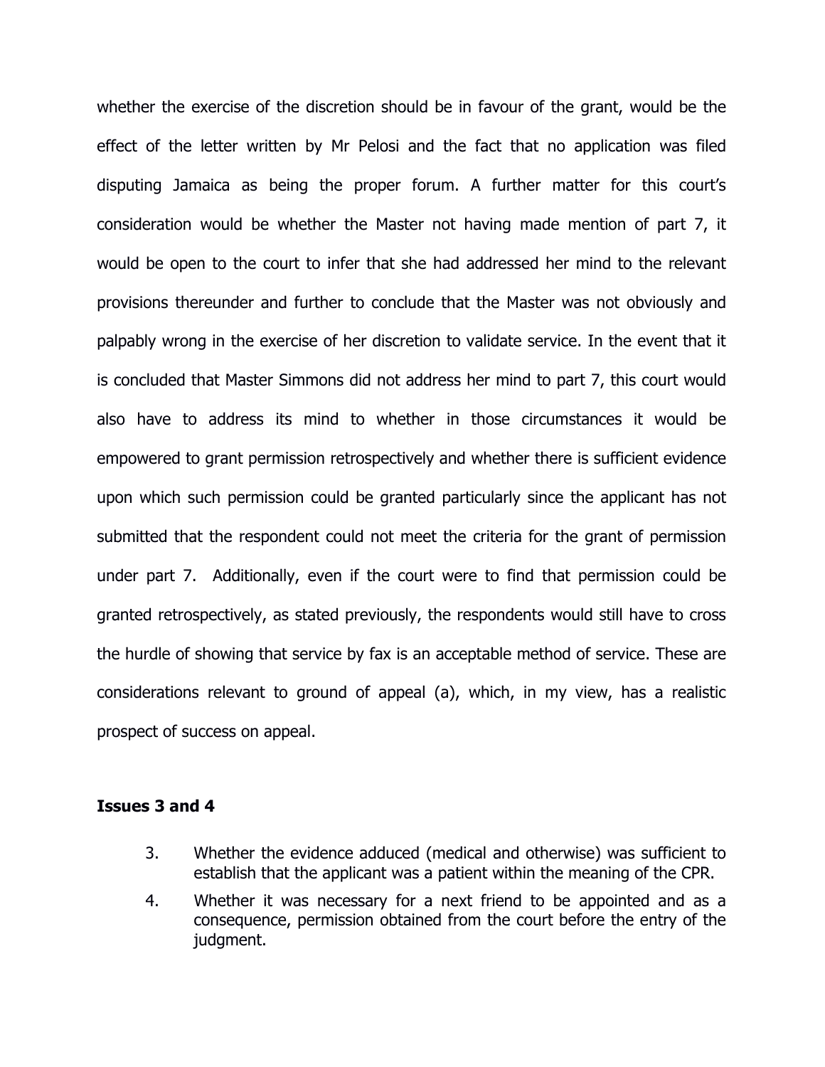whether the exercise of the discretion should be in favour of the grant, would be the effect of the letter written by Mr Pelosi and the fact that no application was filed disputing Jamaica as being the proper forum. A further matter for this court's consideration would be whether the Master not having made mention of part 7, it would be open to the court to infer that she had addressed her mind to the relevant provisions thereunder and further to conclude that the Master was not obviously and palpably wrong in the exercise of her discretion to validate service. In the event that it is concluded that Master Simmons did not address her mind to part 7, this court would also have to address its mind to whether in those circumstances it would be empowered to grant permission retrospectively and whether there is sufficient evidence upon which such permission could be granted particularly since the applicant has not submitted that the respondent could not meet the criteria for the grant of permission under part 7. Additionally, even if the court were to find that permission could be granted retrospectively, as stated previously, the respondents would still have to cross the hurdle of showing that service by fax is an acceptable method of service. These are considerations relevant to ground of appeal (a), which, in my view, has a realistic prospect of success on appeal.

**Issues 3 and 4**

3. Whether the evidence adduced (medical and otherwise) was sufficient to establish that the applicant was a patient within the meaning of the CPR.
4. Whether it was necessary for a next friend to be appointed and as a consequence, permission obtained from the court before the entry of the judgment.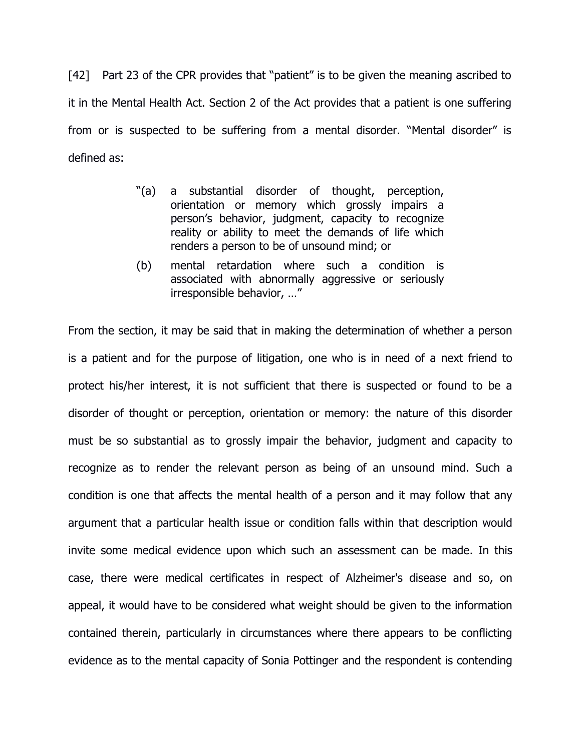[42] Part 23 of the CPR provides that "patient" is to be given the meaning ascribed to it in the Mental Health Act. Section 2 of the Act provides that a patient is one suffering from or is suspected to be suffering from a mental disorder. "Mental disorder" is defined as:

> "(a) a substantial disorder of thought, perception, orientation or memory which grossly impairs a person's behavior, judgment, capacity to recognize reality or ability to meet the demands of life which renders a person to be of unsound mind; or
>
> (b) mental retardation where such a condition is associated with abnormally aggressive or seriously irresponsible behavior, …"

From the section, it may be said that in making the determination of whether a person is a patient and for the purpose of litigation, one who is in need of a next friend to protect his/her interest, it is not sufficient that there is suspected or found to be a disorder of thought or perception, orientation or memory: the nature of this disorder must be so substantial as to grossly impair the behavior, judgment and capacity to recognize as to render the relevant person as being of an unsound mind. Such a condition is one that affects the mental health of a person and it may follow that any argument that a particular health issue or condition falls within that description would invite some medical evidence upon which such an assessment can be made. In this case, there were medical certificates in respect of Alzheimer's disease and so, on appeal, it would have to be considered what weight should be given to the information contained therein, particularly in circumstances where there appears to be conflicting evidence as to the mental capacity of Sonia Pottinger and the respondent is contending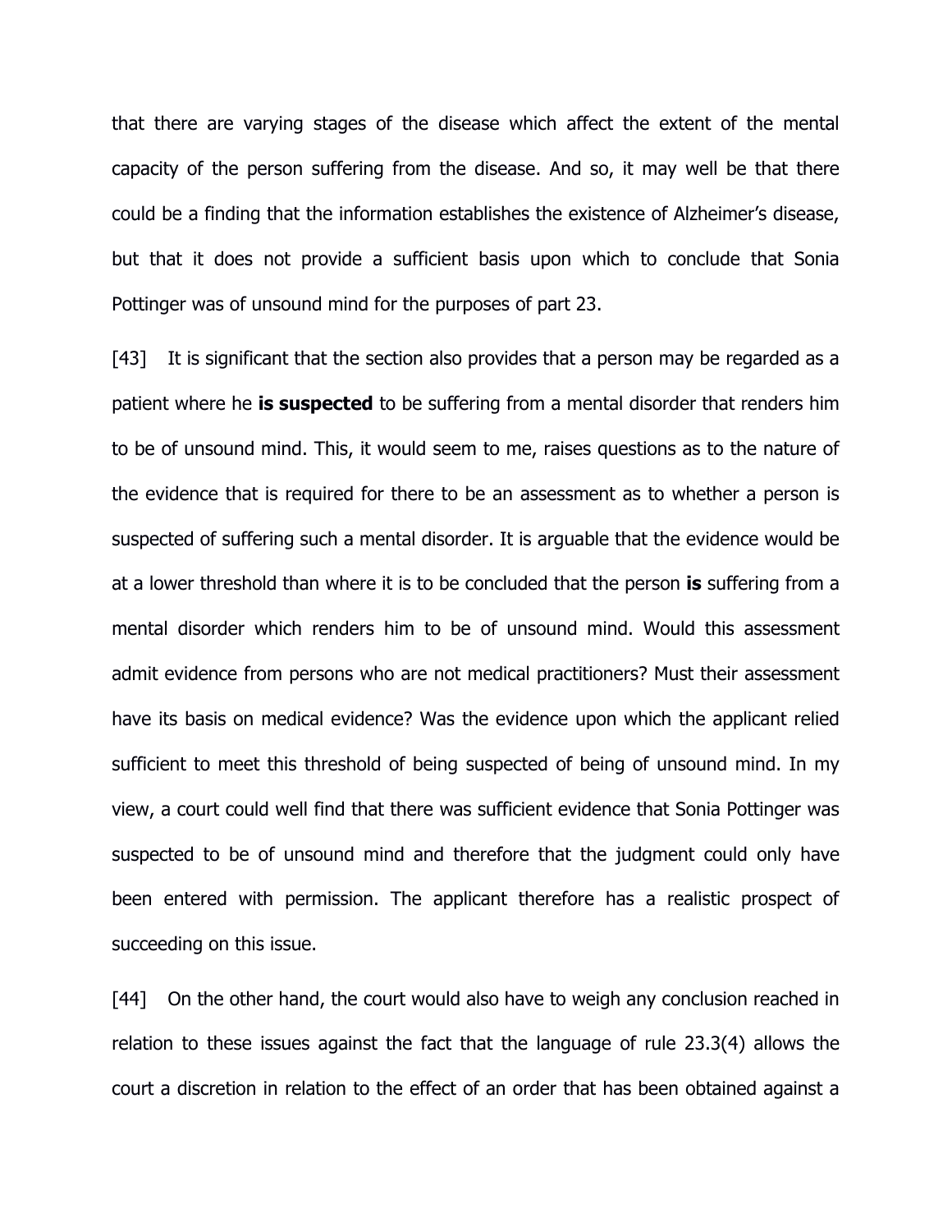that there are varying stages of the disease which affect the extent of the mental capacity of the person suffering from the disease. And so, it may well be that there could be a finding that the information establishes the existence of Alzheimer's disease, but that it does not provide a sufficient basis upon which to conclude that Sonia Pottinger was of unsound mind for the purposes of part 23.

[43] It is significant that the section also provides that a person may be regarded as a patient where he **is suspected** to be suffering from a mental disorder that renders him to be of unsound mind. This, it would seem to me, raises questions as to the nature of the evidence that is required for there to be an assessment as to whether a person is suspected of suffering such a mental disorder. It is arguable that the evidence would be at a lower threshold than where it is to be concluded that the person **is** suffering from a mental disorder which renders him to be of unsound mind. Would this assessment admit evidence from persons who are not medical practitioners? Must their assessment have its basis on medical evidence? Was the evidence upon which the applicant relied sufficient to meet this threshold of being suspected of being of unsound mind. In my view, a court could well find that there was sufficient evidence that Sonia Pottinger was suspected to be of unsound mind and therefore that the judgment could only have been entered with permission. The applicant therefore has a realistic prospect of succeeding on this issue.

[44] On the other hand, the court would also have to weigh any conclusion reached in relation to these issues against the fact that the language of rule 23.3(4) allows the court a discretion in relation to the effect of an order that has been obtained against a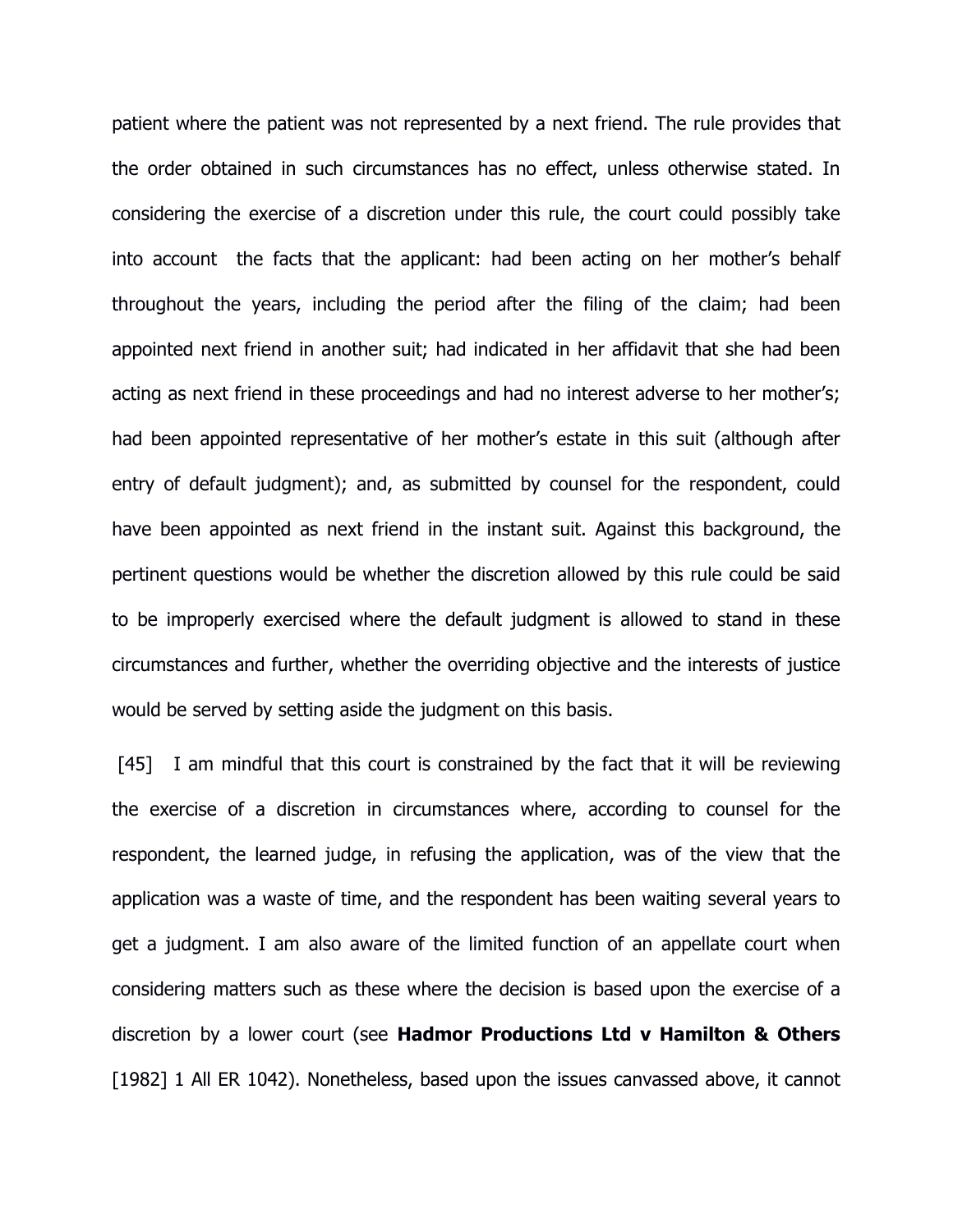patient where the patient was not represented by a next friend. The rule provides that the order obtained in such circumstances has no effect, unless otherwise stated. In considering the exercise of a discretion under this rule, the court could possibly take into account the facts that the applicant: had been acting on her mother's behalf throughout the years, including the period after the filing of the claim; had been appointed next friend in another suit; had indicated in her affidavit that she had been acting as next friend in these proceedings and had no interest adverse to her mother's; had been appointed representative of her mother's estate in this suit (although after entry of default judgment); and, as submitted by counsel for the respondent, could have been appointed as next friend in the instant suit. Against this background, the pertinent questions would be whether the discretion allowed by this rule could be said to be improperly exercised where the default judgment is allowed to stand in these circumstances and further, whether the overriding objective and the interests of justice would be served by setting aside the judgment on this basis.

[45] I am mindful that this court is constrained by the fact that it will be reviewing the exercise of a discretion in circumstances where, according to counsel for the respondent, the learned judge, in refusing the application, was of the view that the application was a waste of time, and the respondent has been waiting several years to get a judgment. I am also aware of the limited function of an appellate court when considering matters such as these where the decision is based upon the exercise of a discretion by a lower court (see **Hadmor Productions Ltd v Hamilton & Others** [1982] 1 All ER 1042). Nonetheless, based upon the issues canvassed above, it cannot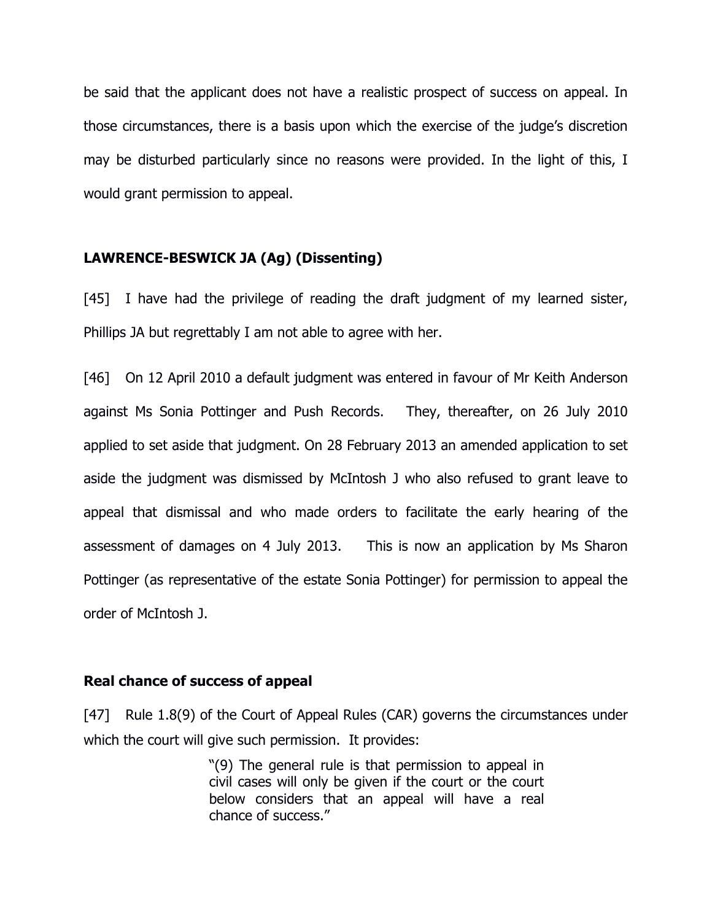be said that the applicant does not have a realistic prospect of success on appeal. In those circumstances, there is a basis upon which the exercise of the judge's discretion may be disturbed particularly since no reasons were provided. In the light of this, I would grant permission to appeal.

**LAWRENCE-BESWICK JA (Ag) (Dissenting)**

[45] I have had the privilege of reading the draft judgment of my learned sister, Phillips JA but regrettably I am not able to agree with her.

[46] On 12 April 2010 a default judgment was entered in favour of Mr Keith Anderson against Ms Sonia Pottinger and Push Records. They, thereafter, on 26 July 2010 applied to set aside that judgment. On 28 February 2013 an amended application to set aside the judgment was dismissed by McIntosh J who also refused to grant leave to appeal that dismissal and who made orders to facilitate the early hearing of the assessment of damages on 4 July 2013. This is now an application by Ms Sharon Pottinger (as representative of the estate Sonia Pottinger) for permission to appeal the order of McIntosh J.

**Real chance of success of appeal**

[47] Rule 1.8(9) of the Court of Appeal Rules (CAR) governs the circumstances under which the court will give such permission. It provides:

> "(9) The general rule is that permission to appeal in civil cases will only be given if the court or the court below considers that an appeal will have a real chance of success."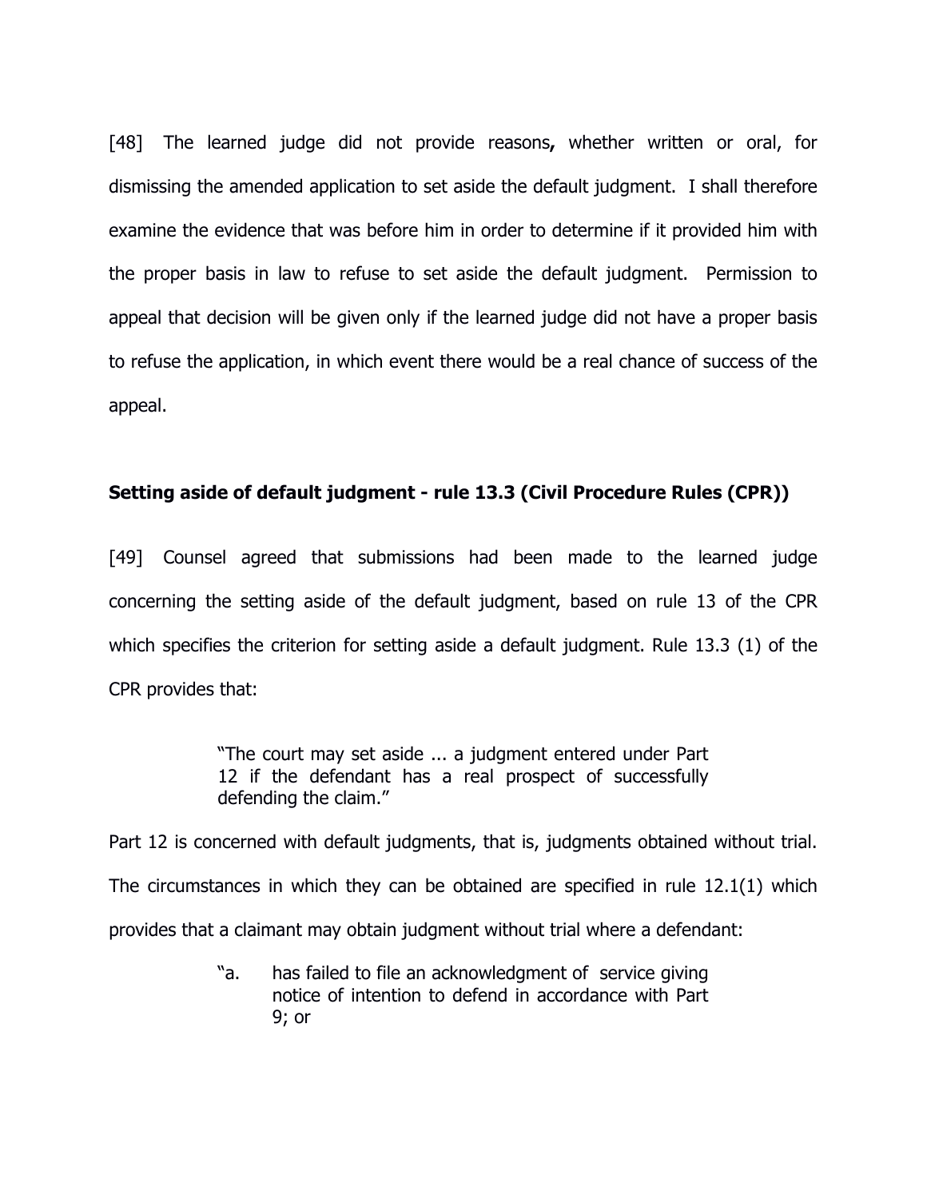[48] The learned judge did not provide reasons**,** whether written or oral, for dismissing the amended application to set aside the default judgment. I shall therefore examine the evidence that was before him in order to determine if it provided him with the proper basis in law to refuse to set aside the default judgment. Permission to appeal that decision will be given only if the learned judge did not have a proper basis to refuse the application, in which event there would be a real chance of success of the appeal.

**Setting aside of default judgment - rule 13.3 (Civil Procedure Rules (CPR))**

[49] Counsel agreed that submissions had been made to the learned judge concerning the setting aside of the default judgment, based on rule 13 of the CPR which specifies the criterion for setting aside a default judgment. Rule 13.3 (1) of the CPR provides that:

> "The court may set aside ... a judgment entered under Part 12 if the defendant has a real prospect of successfully defending the claim."

Part 12 is concerned with default judgments, that is, judgments obtained without trial. The circumstances in which they can be obtained are specified in rule 12.1(1) which provides that a claimant may obtain judgment without trial where a defendant:

> "a. has failed to file an acknowledgment of service giving notice of intention to defend in accordance with Part 9; or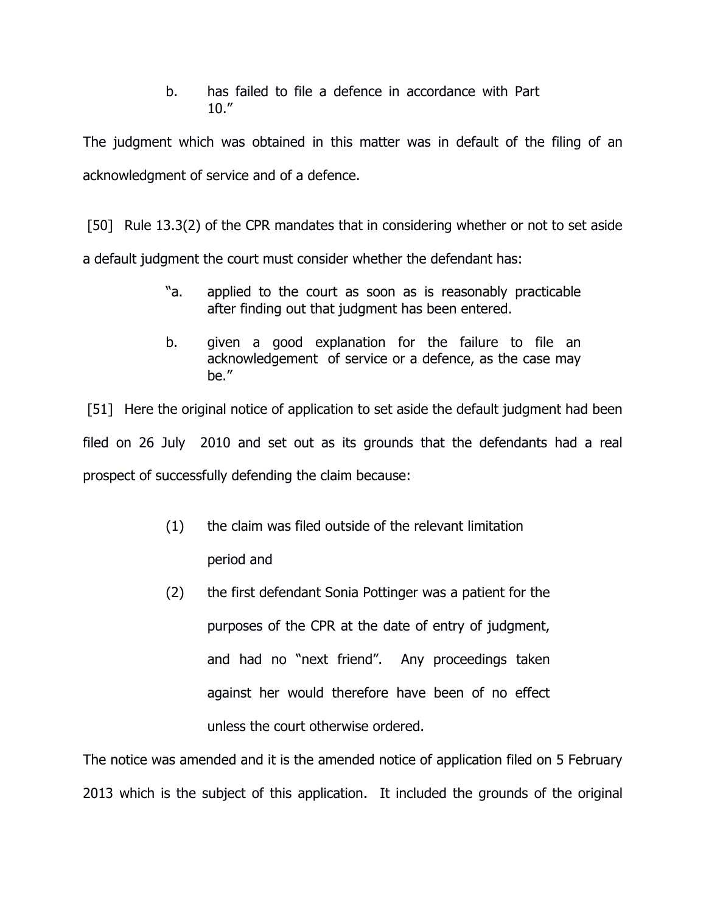> b. has failed to file a defence in accordance with Part 10."

The judgment which was obtained in this matter was in default of the filing of an acknowledgment of service and of a defence.

[50] Rule 13.3(2) of the CPR mandates that in considering whether or not to set aside a default judgment the court must consider whether the defendant has:

> "a. applied to the court as soon as is reasonably practicable after finding out that judgment has been entered.
>
> b. given a good explanation for the failure to file an acknowledgement of service or a defence, as the case may be."

[51] Here the original notice of application to set aside the default judgment had been filed on 26 July 2010 and set out as its grounds that the defendants had a real prospect of successfully defending the claim because:

> (1) the claim was filed outside of the relevant limitation period and
>
> (2) the first defendant Sonia Pottinger was a patient for the purposes of the CPR at the date of entry of judgment, and had no "next friend". Any proceedings taken against her would therefore have been of no effect unless the court otherwise ordered.

The notice was amended and it is the amended notice of application filed on 5 February 2013 which is the subject of this application. It included the grounds of the original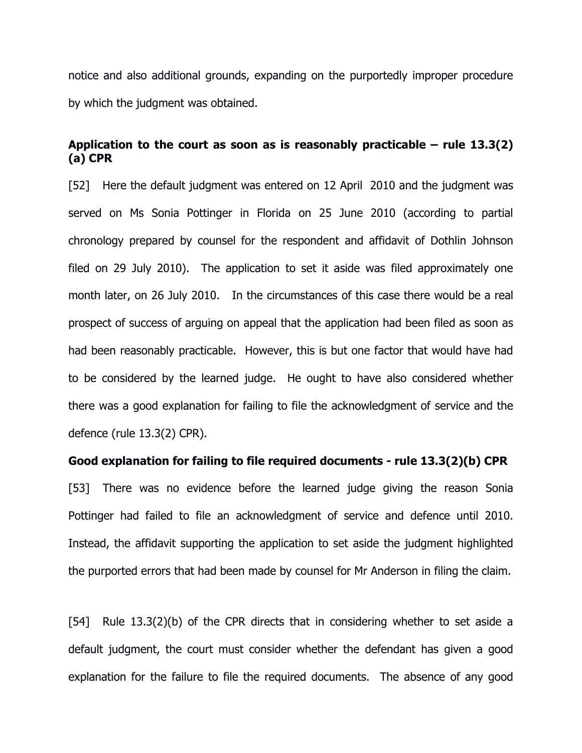notice and also additional grounds, expanding on the purportedly improper procedure by which the judgment was obtained.

**Application to the court as soon as is reasonably practicable – rule 13.3(2)(a) CPR**

[52] Here the default judgment was entered on 12 April 2010 and the judgment was served on Ms Sonia Pottinger in Florida on 25 June 2010 (according to partial chronology prepared by counsel for the respondent and affidavit of Dothlin Johnson filed on 29 July 2010). The application to set it aside was filed approximately one month later, on 26 July 2010. In the circumstances of this case there would be a real prospect of success of arguing on appeal that the application had been filed as soon as had been reasonably practicable. However, this is but one factor that would have had to be considered by the learned judge. He ought to have also considered whether there was a good explanation for failing to file the acknowledgment of service and the defence (rule 13.3(2) CPR).

**Good explanation for failing to file required documents - rule 13.3(2)(b) CPR**

[53] There was no evidence before the learned judge giving the reason Sonia Pottinger had failed to file an acknowledgment of service and defence until 2010. Instead, the affidavit supporting the application to set aside the judgment highlighted the purported errors that had been made by counsel for Mr Anderson in filing the claim.

[54] Rule 13.3(2)(b) of the CPR directs that in considering whether to set aside a default judgment, the court must consider whether the defendant has given a good explanation for the failure to file the required documents. The absence of any good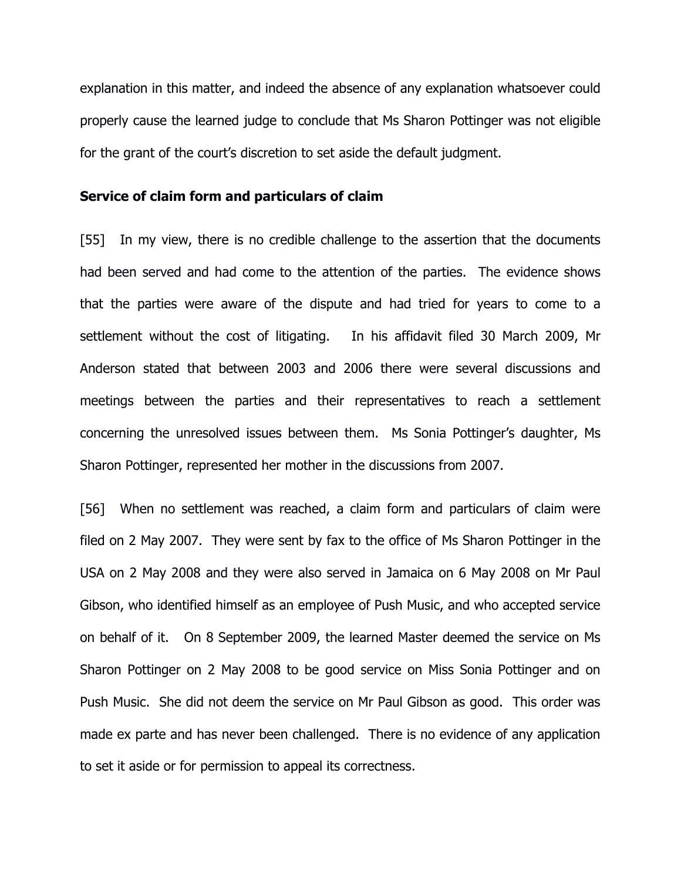explanation in this matter, and indeed the absence of any explanation whatsoever could properly cause the learned judge to conclude that Ms Sharon Pottinger was not eligible for the grant of the court's discretion to set aside the default judgment.

**Service of claim form and particulars of claim**

[55] In my view, there is no credible challenge to the assertion that the documents had been served and had come to the attention of the parties. The evidence shows that the parties were aware of the dispute and had tried for years to come to a settlement without the cost of litigating. In his affidavit filed 30 March 2009, Mr Anderson stated that between 2003 and 2006 there were several discussions and meetings between the parties and their representatives to reach a settlement concerning the unresolved issues between them. Ms Sonia Pottinger's daughter, Ms Sharon Pottinger, represented her mother in the discussions from 2007.

[56] When no settlement was reached, a claim form and particulars of claim were filed on 2 May 2007. They were sent by fax to the office of Ms Sharon Pottinger in the USA on 2 May 2008 and they were also served in Jamaica on 6 May 2008 on Mr Paul Gibson, who identified himself as an employee of Push Music, and who accepted service on behalf of it. On 8 September 2009, the learned Master deemed the service on Ms Sharon Pottinger on 2 May 2008 to be good service on Miss Sonia Pottinger and on Push Music. She did not deem the service on Mr Paul Gibson as good. This order was made ex parte and has never been challenged. There is no evidence of any application to set it aside or for permission to appeal its correctness.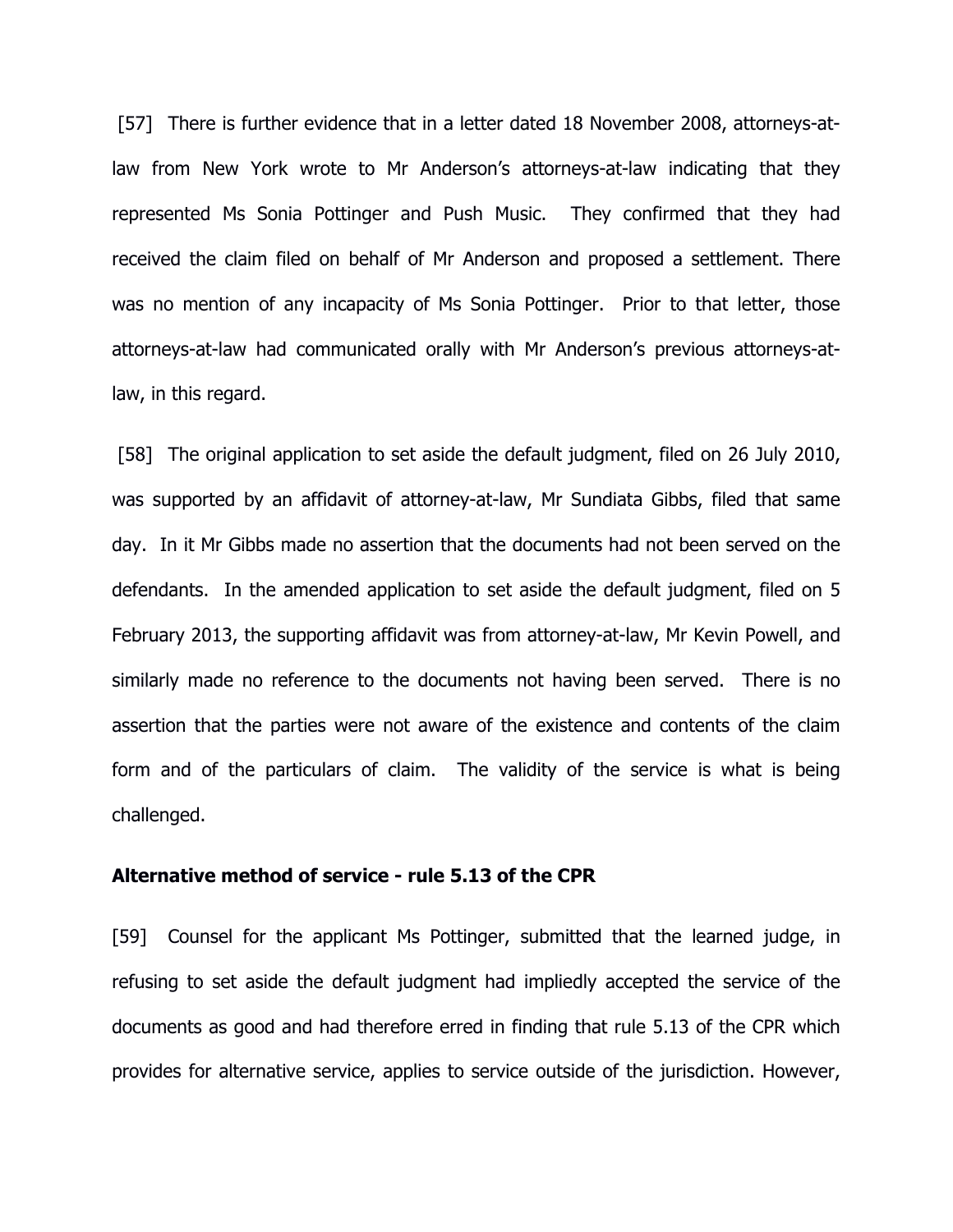[57] There is further evidence that in a letter dated 18 November 2008, attorneys-at-law from New York wrote to Mr Anderson's attorneys-at-law indicating that they represented Ms Sonia Pottinger and Push Music. They confirmed that they had received the claim filed on behalf of Mr Anderson and proposed a settlement. There was no mention of any incapacity of Ms Sonia Pottinger. Prior to that letter, those attorneys-at-law had communicated orally with Mr Anderson's previous attorneys-at-law, in this regard.

[58] The original application to set aside the default judgment, filed on 26 July 2010, was supported by an affidavit of attorney-at-law, Mr Sundiata Gibbs, filed that same day. In it Mr Gibbs made no assertion that the documents had not been served on the defendants. In the amended application to set aside the default judgment, filed on 5 February 2013, the supporting affidavit was from attorney-at-law, Mr Kevin Powell, and similarly made no reference to the documents not having been served. There is no assertion that the parties were not aware of the existence and contents of the claim form and of the particulars of claim. The validity of the service is what is being challenged.

**Alternative method of service - rule 5.13 of the CPR**

[59] Counsel for the applicant Ms Pottinger, submitted that the learned judge, in refusing to set aside the default judgment had impliedly accepted the service of the documents as good and had therefore erred in finding that rule 5.13 of the CPR which provides for alternative service, applies to service outside of the jurisdiction. However,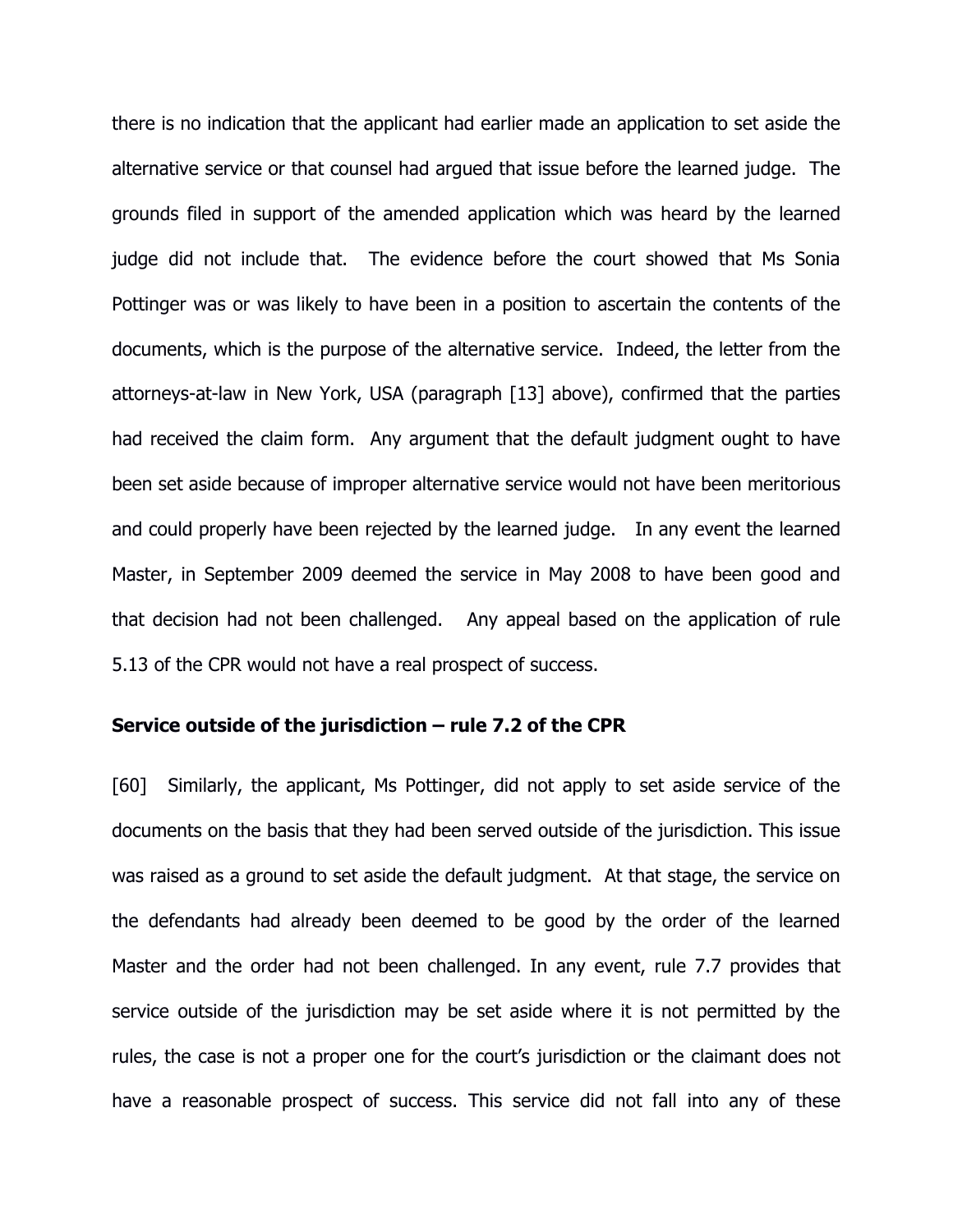there is no indication that the applicant had earlier made an application to set aside the alternative service or that counsel had argued that issue before the learned judge. The grounds filed in support of the amended application which was heard by the learned judge did not include that. The evidence before the court showed that Ms Sonia Pottinger was or was likely to have been in a position to ascertain the contents of the documents, which is the purpose of the alternative service. Indeed, the letter from the attorneys-at-law in New York, USA (paragraph [13] above), confirmed that the parties had received the claim form. Any argument that the default judgment ought to have been set aside because of improper alternative service would not have been meritorious and could properly have been rejected by the learned judge. In any event the learned Master, in September 2009 deemed the service in May 2008 to have been good and that decision had not been challenged. Any appeal based on the application of rule 5.13 of the CPR would not have a real prospect of success.

**Service outside of the jurisdiction – rule 7.2 of the CPR**

[60] Similarly, the applicant, Ms Pottinger, did not apply to set aside service of the documents on the basis that they had been served outside of the jurisdiction. This issue was raised as a ground to set aside the default judgment. At that stage, the service on the defendants had already been deemed to be good by the order of the learned Master and the order had not been challenged. In any event, rule 7.7 provides that service outside of the jurisdiction may be set aside where it is not permitted by the rules, the case is not a proper one for the court's jurisdiction or the claimant does not have a reasonable prospect of success. This service did not fall into any of these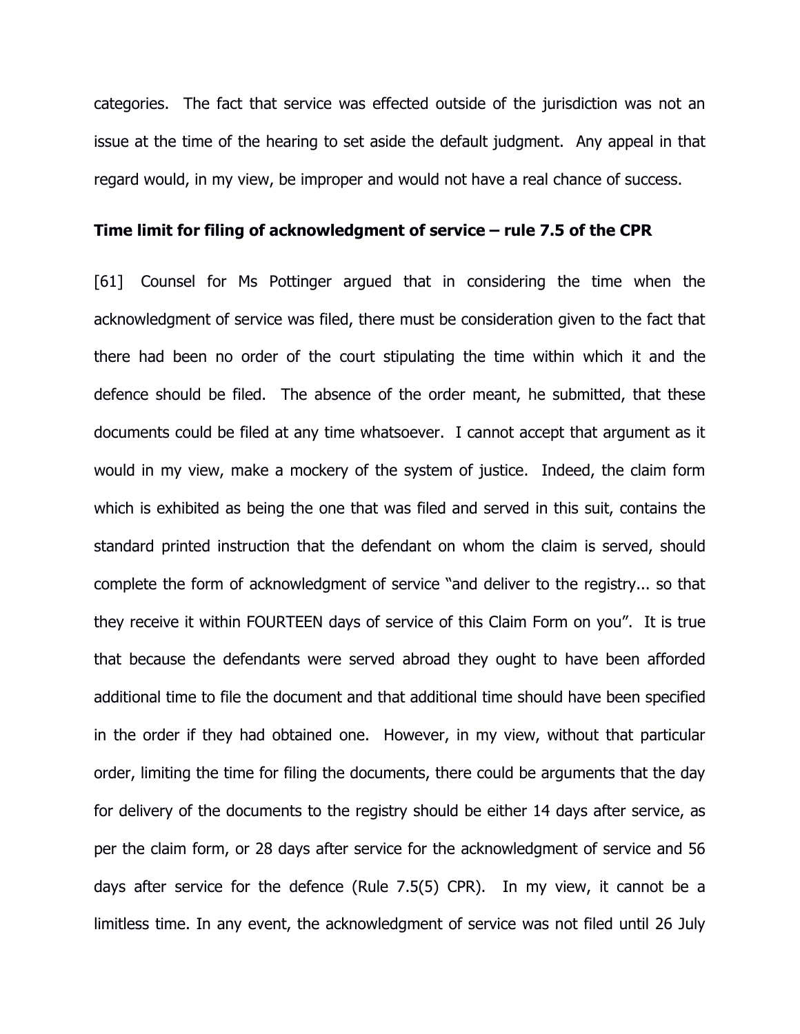categories. The fact that service was effected outside of the jurisdiction was not an issue at the time of the hearing to set aside the default judgment. Any appeal in that regard would, in my view, be improper and would not have a real chance of success.

**Time limit for filing of acknowledgment of service – rule 7.5 of the CPR**

[61] Counsel for Ms Pottinger argued that in considering the time when the acknowledgment of service was filed, there must be consideration given to the fact that there had been no order of the court stipulating the time within which it and the defence should be filed. The absence of the order meant, he submitted, that these documents could be filed at any time whatsoever. I cannot accept that argument as it would in my view, make a mockery of the system of justice. Indeed, the claim form which is exhibited as being the one that was filed and served in this suit, contains the standard printed instruction that the defendant on whom the claim is served, should complete the form of acknowledgment of service "and deliver to the registry... so that they receive it within FOURTEEN days of service of this Claim Form on you". It is true that because the defendants were served abroad they ought to have been afforded additional time to file the document and that additional time should have been specified in the order if they had obtained one. However, in my view, without that particular order, limiting the time for filing the documents, there could be arguments that the day for delivery of the documents to the registry should be either 14 days after service, as per the claim form, or 28 days after service for the acknowledgment of service and 56 days after service for the defence (Rule 7.5(5) CPR). In my view, it cannot be a limitless time. In any event, the acknowledgment of service was not filed until 26 July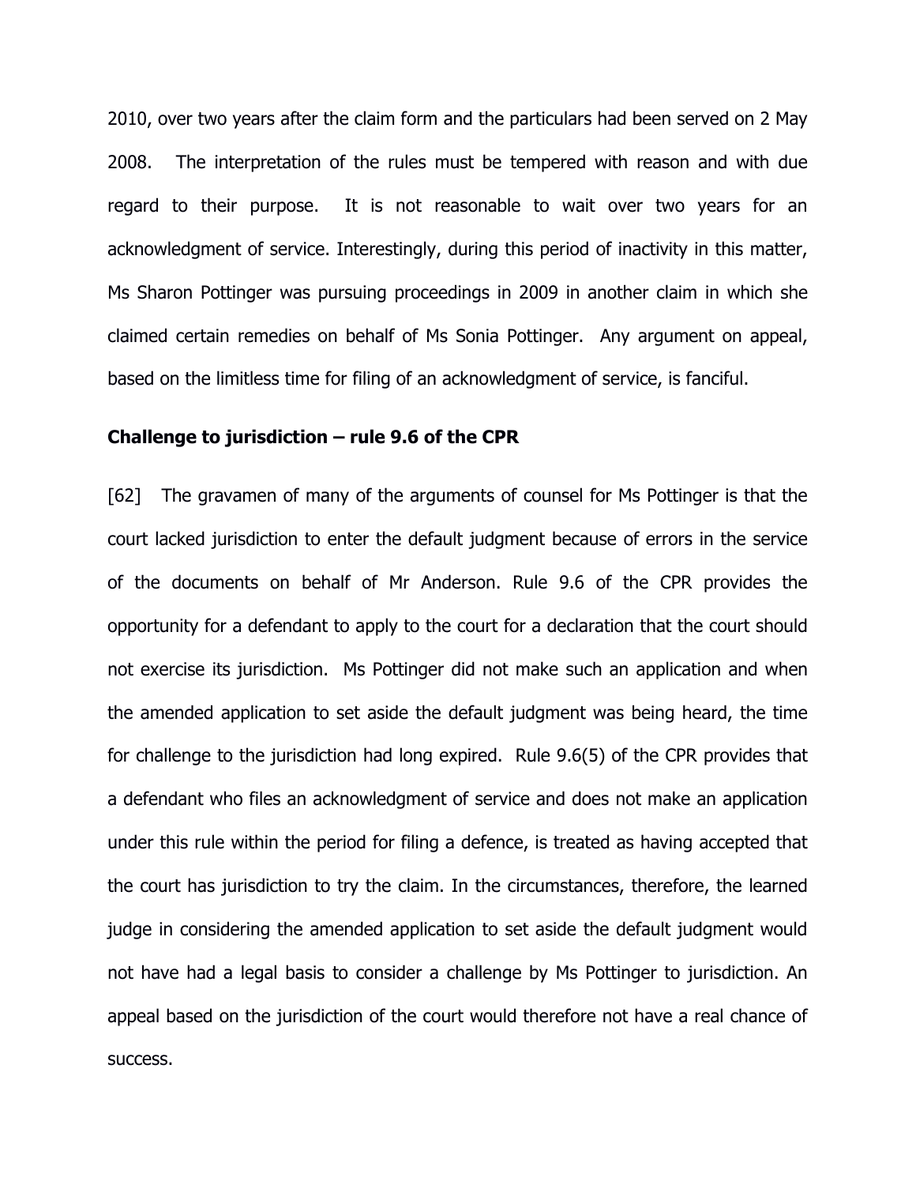2010, over two years after the claim form and the particulars had been served on 2 May 2008. The interpretation of the rules must be tempered with reason and with due regard to their purpose. It is not reasonable to wait over two years for an acknowledgment of service. Interestingly, during this period of inactivity in this matter, Ms Sharon Pottinger was pursuing proceedings in 2009 in another claim in which she claimed certain remedies on behalf of Ms Sonia Pottinger. Any argument on appeal, based on the limitless time for filing of an acknowledgment of service, is fanciful.

**Challenge to jurisdiction – rule 9.6 of the CPR**

[62] The gravamen of many of the arguments of counsel for Ms Pottinger is that the court lacked jurisdiction to enter the default judgment because of errors in the service of the documents on behalf of Mr Anderson. Rule 9.6 of the CPR provides the opportunity for a defendant to apply to the court for a declaration that the court should not exercise its jurisdiction. Ms Pottinger did not make such an application and when the amended application to set aside the default judgment was being heard, the time for challenge to the jurisdiction had long expired. Rule 9.6(5) of the CPR provides that a defendant who files an acknowledgment of service and does not make an application under this rule within the period for filing a defence, is treated as having accepted that the court has jurisdiction to try the claim. In the circumstances, therefore, the learned judge in considering the amended application to set aside the default judgment would not have had a legal basis to consider a challenge by Ms Pottinger to jurisdiction. An appeal based on the jurisdiction of the court would therefore not have a real chance of success.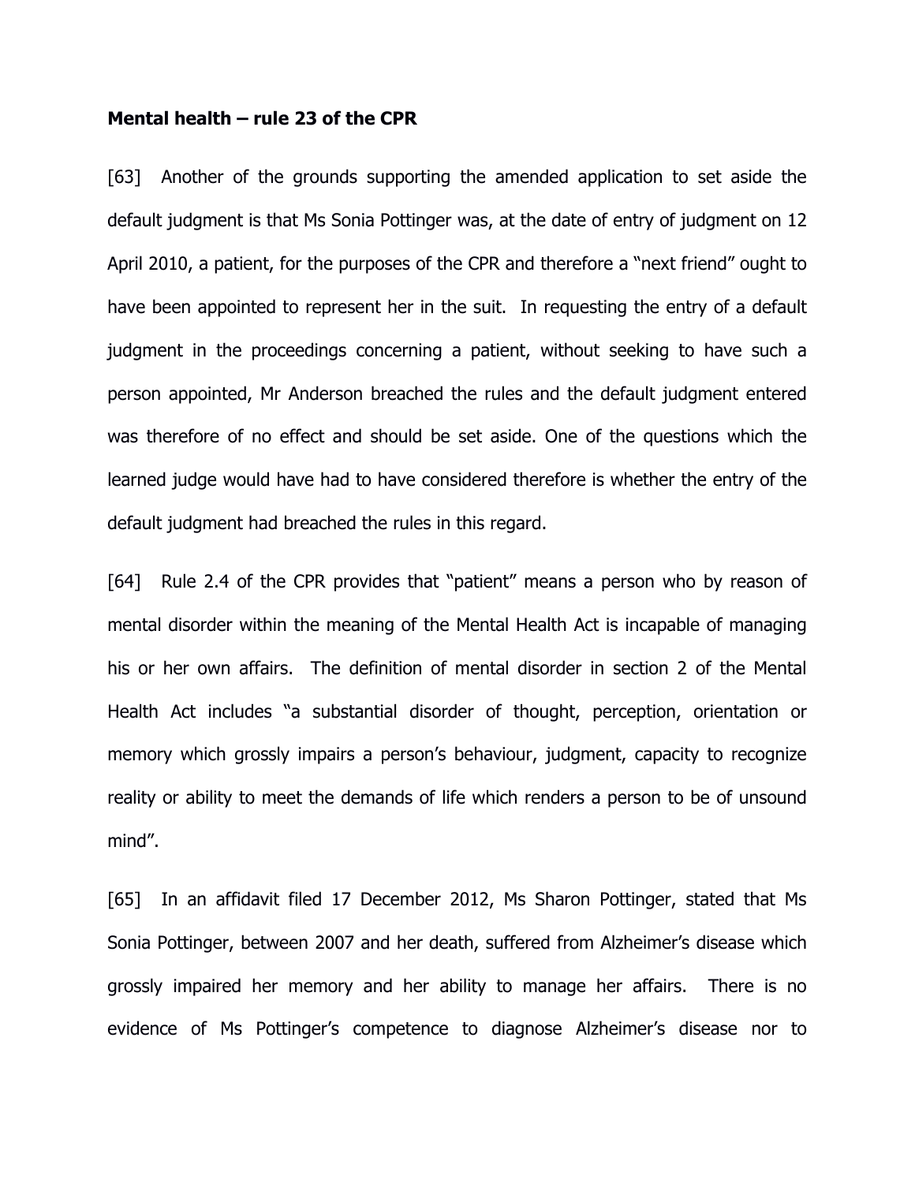**Mental health – rule 23 of the CPR**

[63] Another of the grounds supporting the amended application to set aside the default judgment is that Ms Sonia Pottinger was, at the date of entry of judgment on 12 April 2010, a patient, for the purposes of the CPR and therefore a "next friend" ought to have been appointed to represent her in the suit. In requesting the entry of a default judgment in the proceedings concerning a patient, without seeking to have such a person appointed, Mr Anderson breached the rules and the default judgment entered was therefore of no effect and should be set aside. One of the questions which the learned judge would have had to have considered therefore is whether the entry of the default judgment had breached the rules in this regard.

[64] Rule 2.4 of the CPR provides that "patient" means a person who by reason of mental disorder within the meaning of the Mental Health Act is incapable of managing his or her own affairs. The definition of mental disorder in section 2 of the Mental Health Act includes "a substantial disorder of thought, perception, orientation or memory which grossly impairs a person's behaviour, judgment, capacity to recognize reality or ability to meet the demands of life which renders a person to be of unsound mind".

[65] In an affidavit filed 17 December 2012, Ms Sharon Pottinger, stated that Ms Sonia Pottinger, between 2007 and her death, suffered from Alzheimer's disease which grossly impaired her memory and her ability to manage her affairs. There is no evidence of Ms Pottinger's competence to diagnose Alzheimer's disease nor to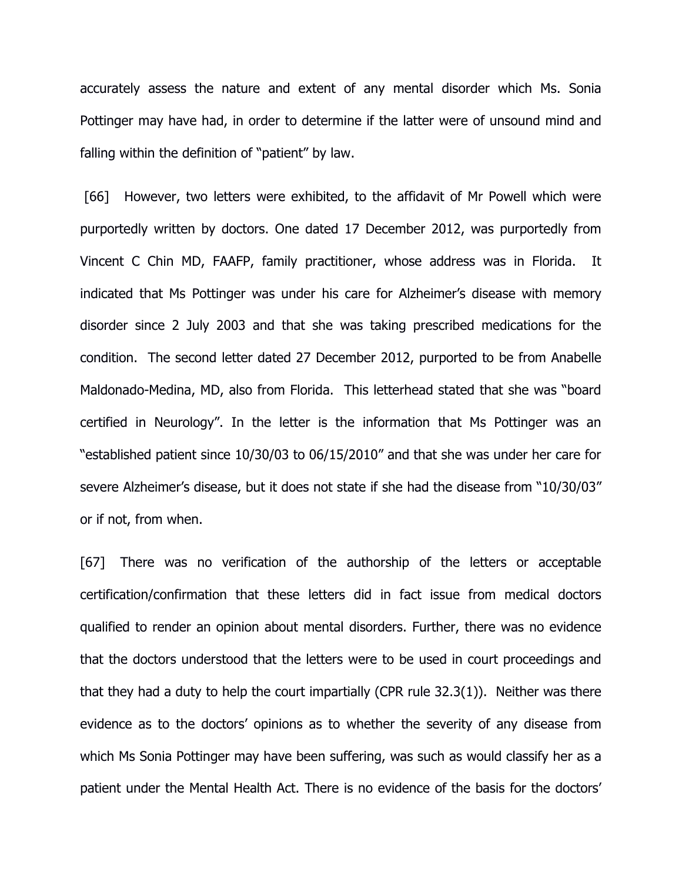accurately assess the nature and extent of any mental disorder which Ms. Sonia Pottinger may have had, in order to determine if the latter were of unsound mind and falling within the definition of "patient" by law.

[66] However, two letters were exhibited, to the affidavit of Mr Powell which were purportedly written by doctors. One dated 17 December 2012, was purportedly from Vincent C Chin MD, FAAFP, family practitioner, whose address was in Florida. It indicated that Ms Pottinger was under his care for Alzheimer's disease with memory disorder since 2 July 2003 and that she was taking prescribed medications for the condition. The second letter dated 27 December 2012, purported to be from Anabelle Maldonado-Medina, MD, also from Florida. This letterhead stated that she was "board certified in Neurology". In the letter is the information that Ms Pottinger was an "established patient since 10/30/03 to 06/15/2010" and that she was under her care for severe Alzheimer's disease, but it does not state if she had the disease from "10/30/03" or if not, from when.

[67] There was no verification of the authorship of the letters or acceptable certification/confirmation that these letters did in fact issue from medical doctors qualified to render an opinion about mental disorders. Further, there was no evidence that the doctors understood that the letters were to be used in court proceedings and that they had a duty to help the court impartially (CPR rule 32.3(1)). Neither was there evidence as to the doctors' opinions as to whether the severity of any disease from which Ms Sonia Pottinger may have been suffering, was such as would classify her as a patient under the Mental Health Act. There is no evidence of the basis for the doctors'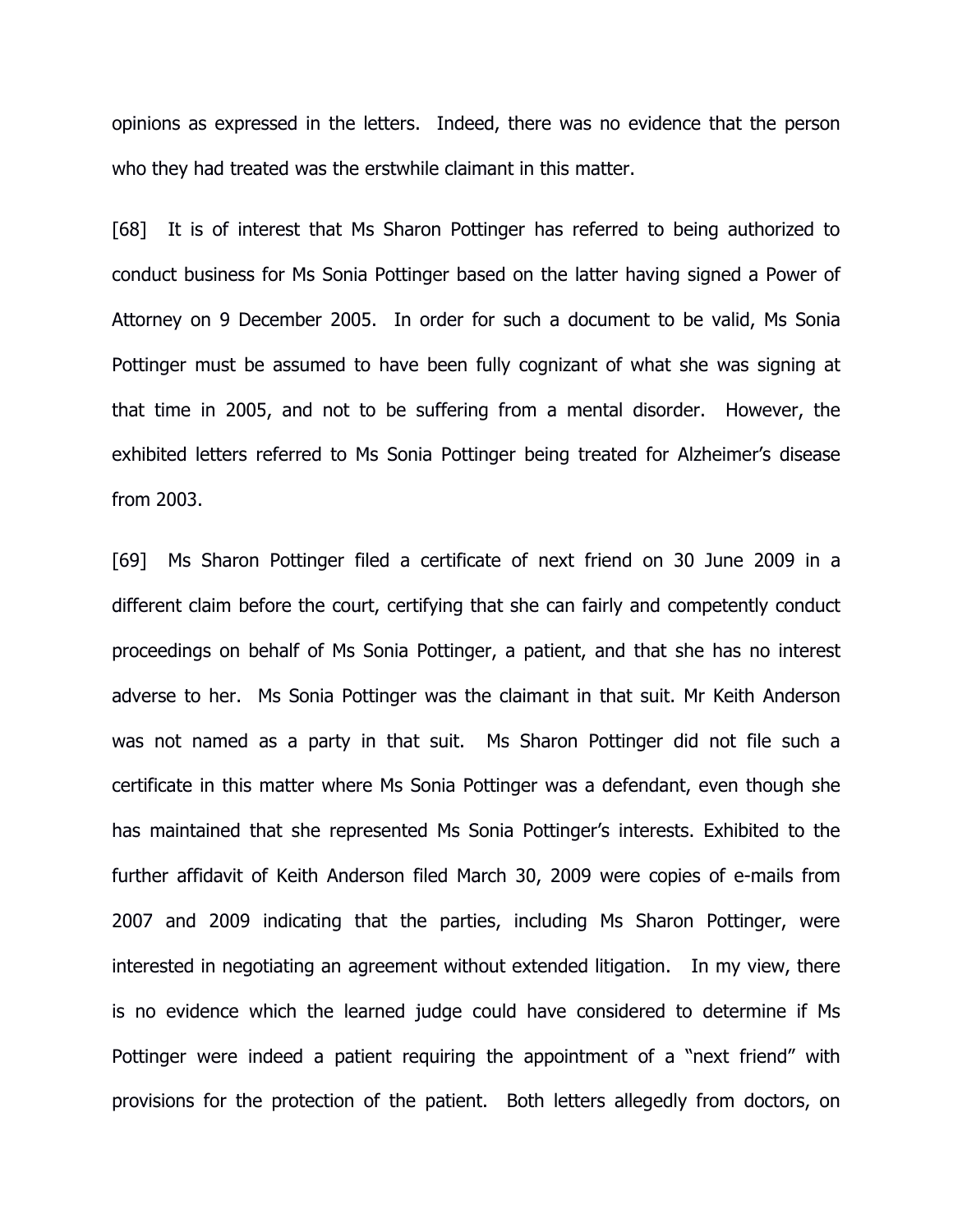opinions as expressed in the letters. Indeed, there was no evidence that the person who they had treated was the erstwhile claimant in this matter.

[68] It is of interest that Ms Sharon Pottinger has referred to being authorized to conduct business for Ms Sonia Pottinger based on the latter having signed a Power of Attorney on 9 December 2005. In order for such a document to be valid, Ms Sonia Pottinger must be assumed to have been fully cognizant of what she was signing at that time in 2005, and not to be suffering from a mental disorder. However, the exhibited letters referred to Ms Sonia Pottinger being treated for Alzheimer's disease from 2003.

[69] Ms Sharon Pottinger filed a certificate of next friend on 30 June 2009 in a different claim before the court, certifying that she can fairly and competently conduct proceedings on behalf of Ms Sonia Pottinger, a patient, and that she has no interest adverse to her. Ms Sonia Pottinger was the claimant in that suit. Mr Keith Anderson was not named as a party in that suit. Ms Sharon Pottinger did not file such a certificate in this matter where Ms Sonia Pottinger was a defendant, even though she has maintained that she represented Ms Sonia Pottinger's interests. Exhibited to the further affidavit of Keith Anderson filed March 30, 2009 were copies of e-mails from 2007 and 2009 indicating that the parties, including Ms Sharon Pottinger, were interested in negotiating an agreement without extended litigation. In my view, there is no evidence which the learned judge could have considered to determine if Ms Pottinger were indeed a patient requiring the appointment of a "next friend" with provisions for the protection of the patient. Both letters allegedly from doctors, on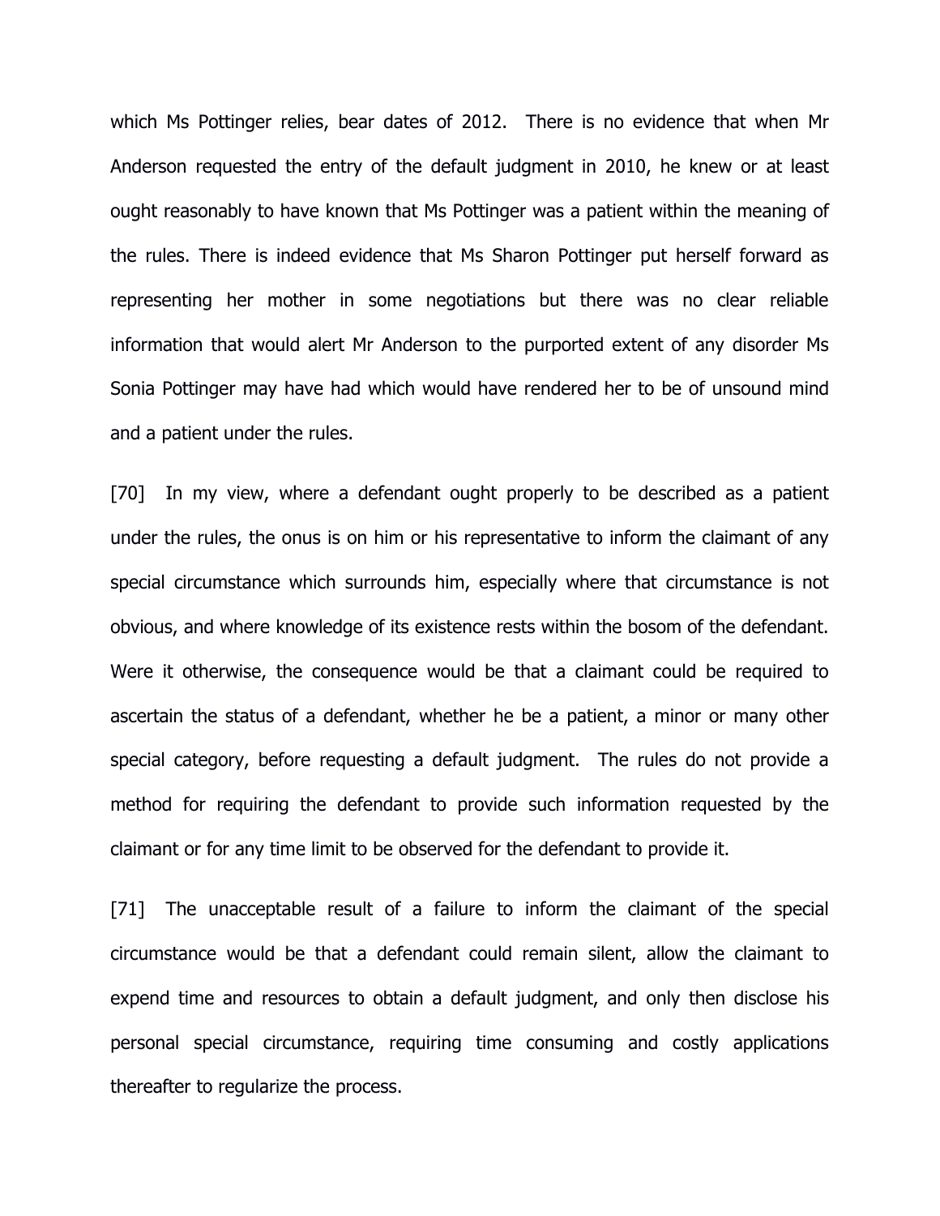which Ms Pottinger relies, bear dates of 2012. There is no evidence that when Mr Anderson requested the entry of the default judgment in 2010, he knew or at least ought reasonably to have known that Ms Pottinger was a patient within the meaning of the rules. There is indeed evidence that Ms Sharon Pottinger put herself forward as representing her mother in some negotiations but there was no clear reliable information that would alert Mr Anderson to the purported extent of any disorder Ms Sonia Pottinger may have had which would have rendered her to be of unsound mind and a patient under the rules.

[70] In my view, where a defendant ought properly to be described as a patient under the rules, the onus is on him or his representative to inform the claimant of any special circumstance which surrounds him, especially where that circumstance is not obvious, and where knowledge of its existence rests within the bosom of the defendant. Were it otherwise, the consequence would be that a claimant could be required to ascertain the status of a defendant, whether he be a patient, a minor or many other special category, before requesting a default judgment. The rules do not provide a method for requiring the defendant to provide such information requested by the claimant or for any time limit to be observed for the defendant to provide it.

[71] The unacceptable result of a failure to inform the claimant of the special circumstance would be that a defendant could remain silent, allow the claimant to expend time and resources to obtain a default judgment, and only then disclose his personal special circumstance, requiring time consuming and costly applications thereafter to regularize the process.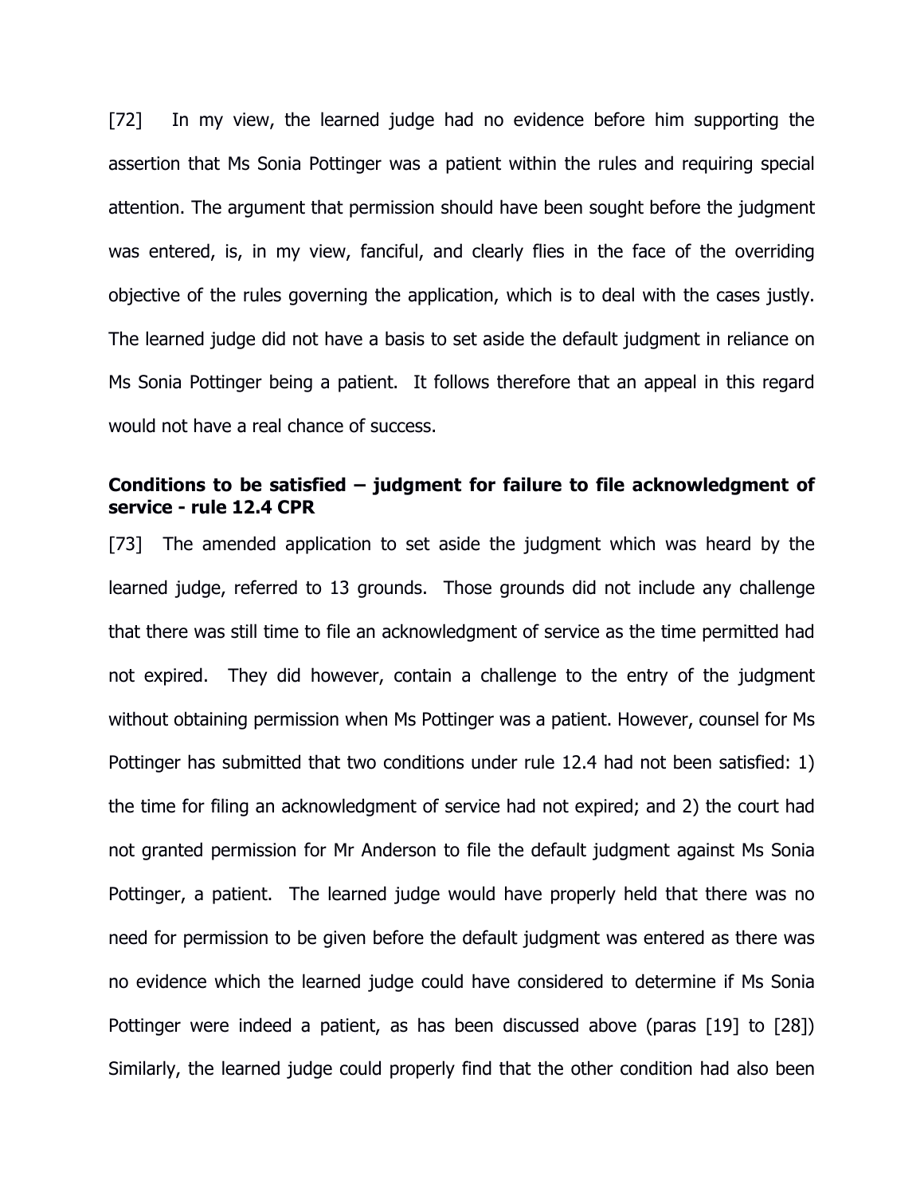[72] In my view, the learned judge had no evidence before him supporting the assertion that Ms Sonia Pottinger was a patient within the rules and requiring special attention. The argument that permission should have been sought before the judgment was entered, is, in my view, fanciful, and clearly flies in the face of the overriding objective of the rules governing the application, which is to deal with the cases justly. The learned judge did not have a basis to set aside the default judgment in reliance on Ms Sonia Pottinger being a patient. It follows therefore that an appeal in this regard would not have a real chance of success.

**Conditions to be satisfied – judgment for failure to file acknowledgment of service - rule 12.4 CPR**

[73] The amended application to set aside the judgment which was heard by the learned judge, referred to 13 grounds. Those grounds did not include any challenge that there was still time to file an acknowledgment of service as the time permitted had not expired. They did however, contain a challenge to the entry of the judgment without obtaining permission when Ms Pottinger was a patient. However, counsel for Ms Pottinger has submitted that two conditions under rule 12.4 had not been satisfied: 1) the time for filing an acknowledgment of service had not expired; and 2) the court had not granted permission for Mr Anderson to file the default judgment against Ms Sonia Pottinger, a patient. The learned judge would have properly held that there was no need for permission to be given before the default judgment was entered as there was no evidence which the learned judge could have considered to determine if Ms Sonia Pottinger were indeed a patient, as has been discussed above (paras [19] to [28]) Similarly, the learned judge could properly find that the other condition had also been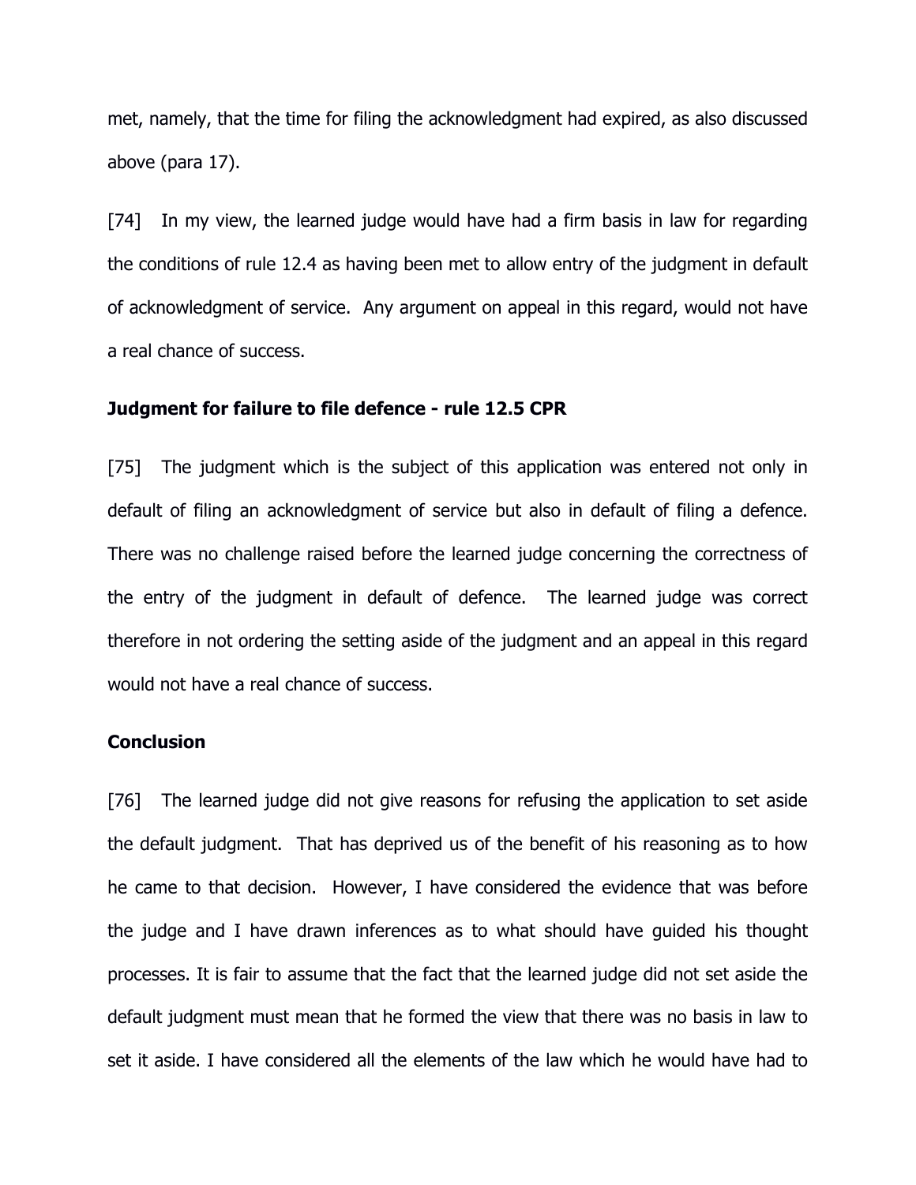met, namely, that the time for filing the acknowledgment had expired, as also discussed above (para 17).

[74] In my view, the learned judge would have had a firm basis in law for regarding the conditions of rule 12.4 as having been met to allow entry of the judgment in default of acknowledgment of service. Any argument on appeal in this regard, would not have a real chance of success.

**Judgment for failure to file defence - rule 12.5 CPR**

[75] The judgment which is the subject of this application was entered not only in default of filing an acknowledgment of service but also in default of filing a defence. There was no challenge raised before the learned judge concerning the correctness of the entry of the judgment in default of defence. The learned judge was correct therefore in not ordering the setting aside of the judgment and an appeal in this regard would not have a real chance of success.

**Conclusion**

[76] The learned judge did not give reasons for refusing the application to set aside the default judgment. That has deprived us of the benefit of his reasoning as to how he came to that decision. However, I have considered the evidence that was before the judge and I have drawn inferences as to what should have guided his thought processes. It is fair to assume that the fact that the learned judge did not set aside the default judgment must mean that he formed the view that there was no basis in law to set it aside. I have considered all the elements of the law which he would have had to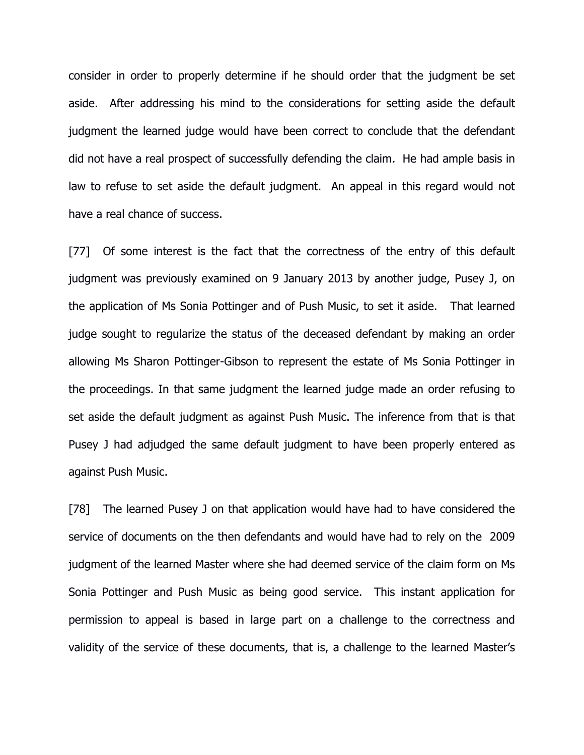consider in order to properly determine if he should order that the judgment be set aside. After addressing his mind to the considerations for setting aside the default judgment the learned judge would have been correct to conclude that the defendant did not have a real prospect of successfully defending the claim. He had ample basis in law to refuse to set aside the default judgment. An appeal in this regard would not have a real chance of success.

[77] Of some interest is the fact that the correctness of the entry of this default judgment was previously examined on 9 January 2013 by another judge, Pusey J, on the application of Ms Sonia Pottinger and of Push Music, to set it aside. That learned judge sought to regularize the status of the deceased defendant by making an order allowing Ms Sharon Pottinger-Gibson to represent the estate of Ms Sonia Pottinger in the proceedings. In that same judgment the learned judge made an order refusing to set aside the default judgment as against Push Music. The inference from that is that Pusey J had adjudged the same default judgment to have been properly entered as against Push Music.

[78] The learned Pusey J on that application would have had to have considered the service of documents on the then defendants and would have had to rely on the 2009 judgment of the learned Master where she had deemed service of the claim form on Ms Sonia Pottinger and Push Music as being good service. This instant application for permission to appeal is based in large part on a challenge to the correctness and validity of the service of these documents, that is, a challenge to the learned Master's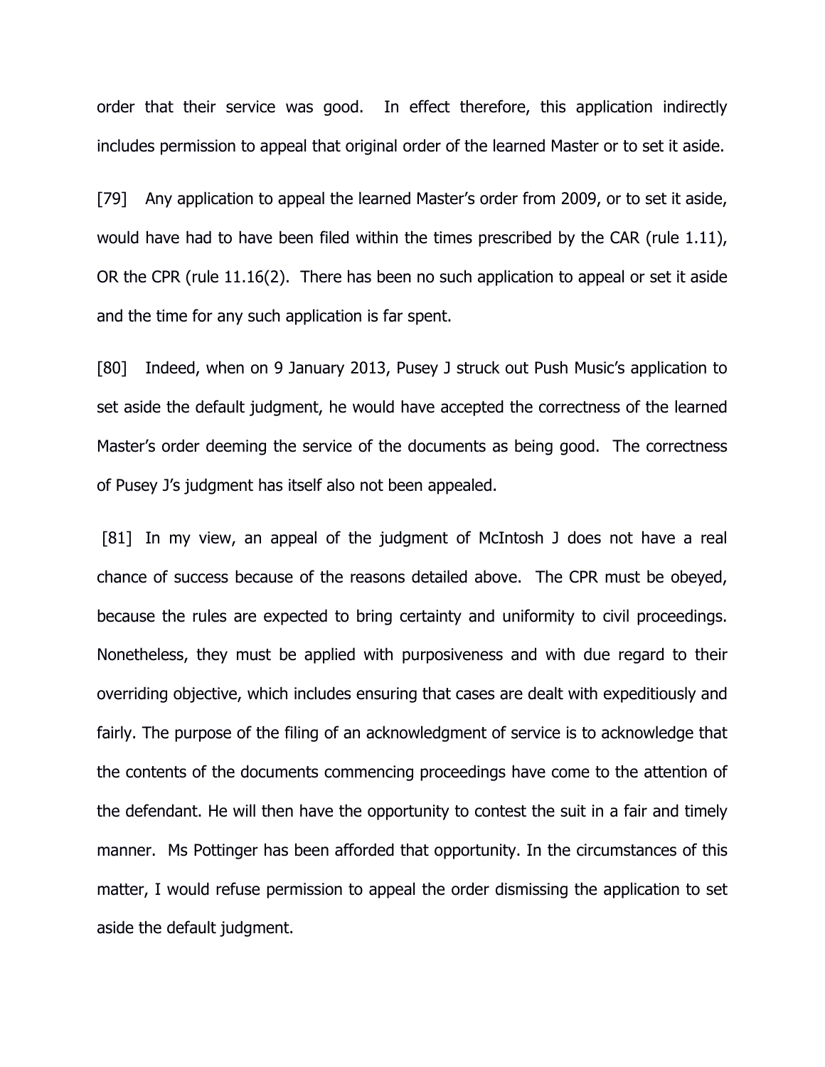order that their service was good. In effect therefore, this application indirectly includes permission to appeal that original order of the learned Master or to set it aside.

[79] Any application to appeal the learned Master's order from 2009, or to set it aside, would have had to have been filed within the times prescribed by the CAR (rule 1.11), OR the CPR (rule 11.16(2). There has been no such application to appeal or set it aside and the time for any such application is far spent.

[80] Indeed, when on 9 January 2013, Pusey J struck out Push Music's application to set aside the default judgment, he would have accepted the correctness of the learned Master's order deeming the service of the documents as being good. The correctness of Pusey J's judgment has itself also not been appealed.

[81] In my view, an appeal of the judgment of McIntosh J does not have a real chance of success because of the reasons detailed above. The CPR must be obeyed, because the rules are expected to bring certainty and uniformity to civil proceedings. Nonetheless, they must be applied with purposiveness and with due regard to their overriding objective, which includes ensuring that cases are dealt with expeditiously and fairly. The purpose of the filing of an acknowledgment of service is to acknowledge that the contents of the documents commencing proceedings have come to the attention of the defendant. He will then have the opportunity to contest the suit in a fair and timely manner. Ms Pottinger has been afforded that opportunity. In the circumstances of this matter, I would refuse permission to appeal the order dismissing the application to set aside the default judgment.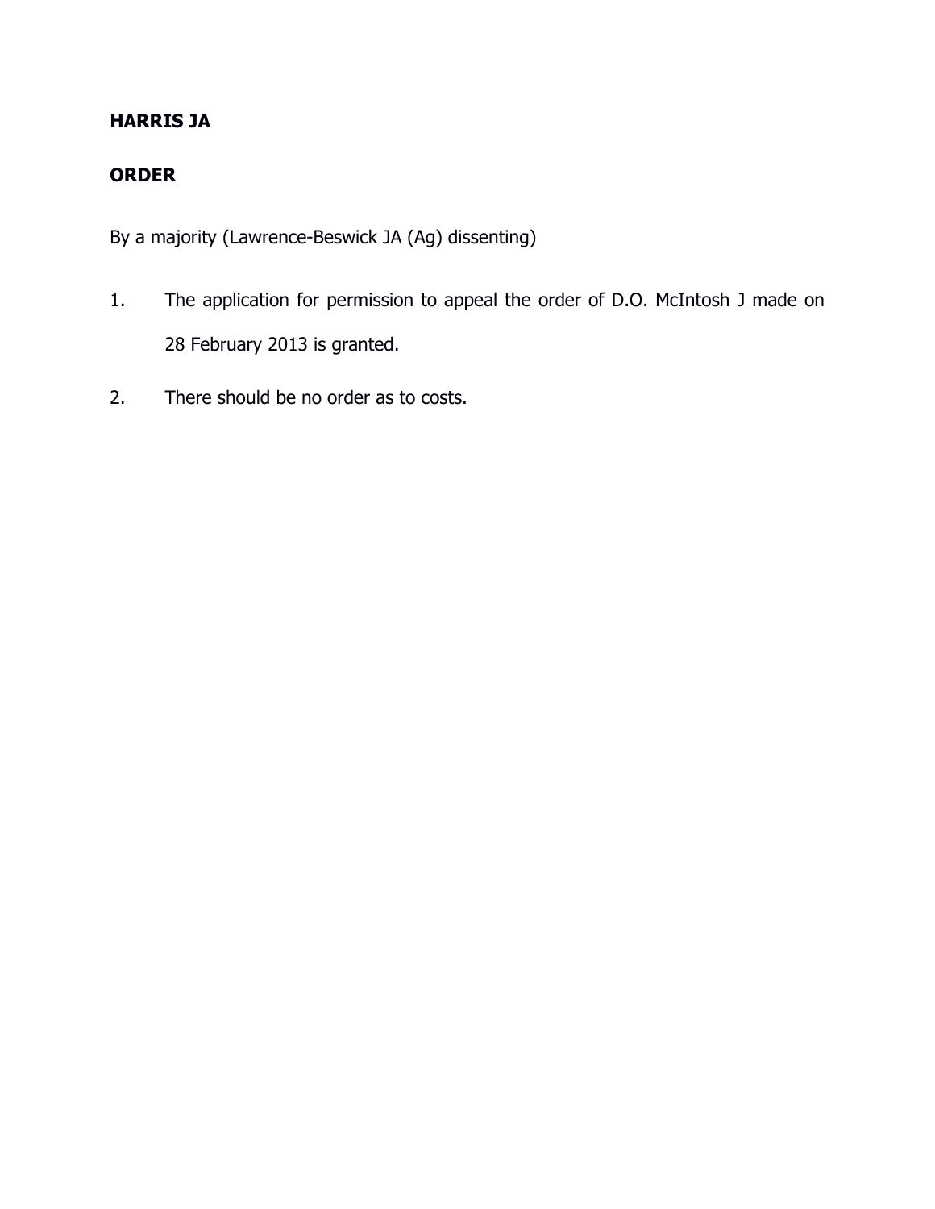**HARRIS JA**

**ORDER**

By a majority (Lawrence-Beswick JA (Ag) dissenting)

1. The application for permission to appeal the order of D.O. McIntosh J made on 28 February 2013 is granted.
2. There should be no order as to costs.